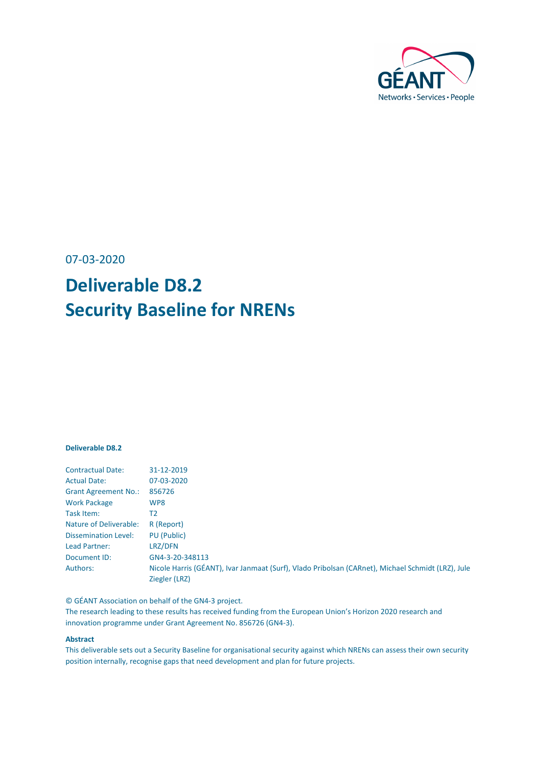07-03-2020

# Deliverable D8.2
# Security Baseline for NRENs

**Deliverable D8.2**

| | |
|---|---|
| Contractual Date: | 31-12-2019 |
| Actual Date: | 07-03-2020 |
| Grant Agreement No.: | 856726 |
| Work Package | WP8 |
| Task Item: | T2 |
| Nature of Deliverable: | R (Report) |
| Dissemination Level: | PU (Public) |
| Lead Partner: | LRZ/DFN |
| Document ID: | GN4-3-20-348113 |
| Authors: | Nicole Harris (GÉANT), Ivar Janmaat (Surf), Vlado Pribolsan (CARnet), Michael Schmidt (LRZ), Jule Ziegler (LRZ) |

© GÉANT Association on behalf of the GN4-3 project.
The research leading to these results has received funding from the European Union's Horizon 2020 research and innovation programme under Grant Agreement No. 856726 (GN4-3).

**Abstract**

This deliverable sets out a Security Baseline for organisational security against which NRENs can assess their own security position internally, recognise gaps that need development and plan for future projects.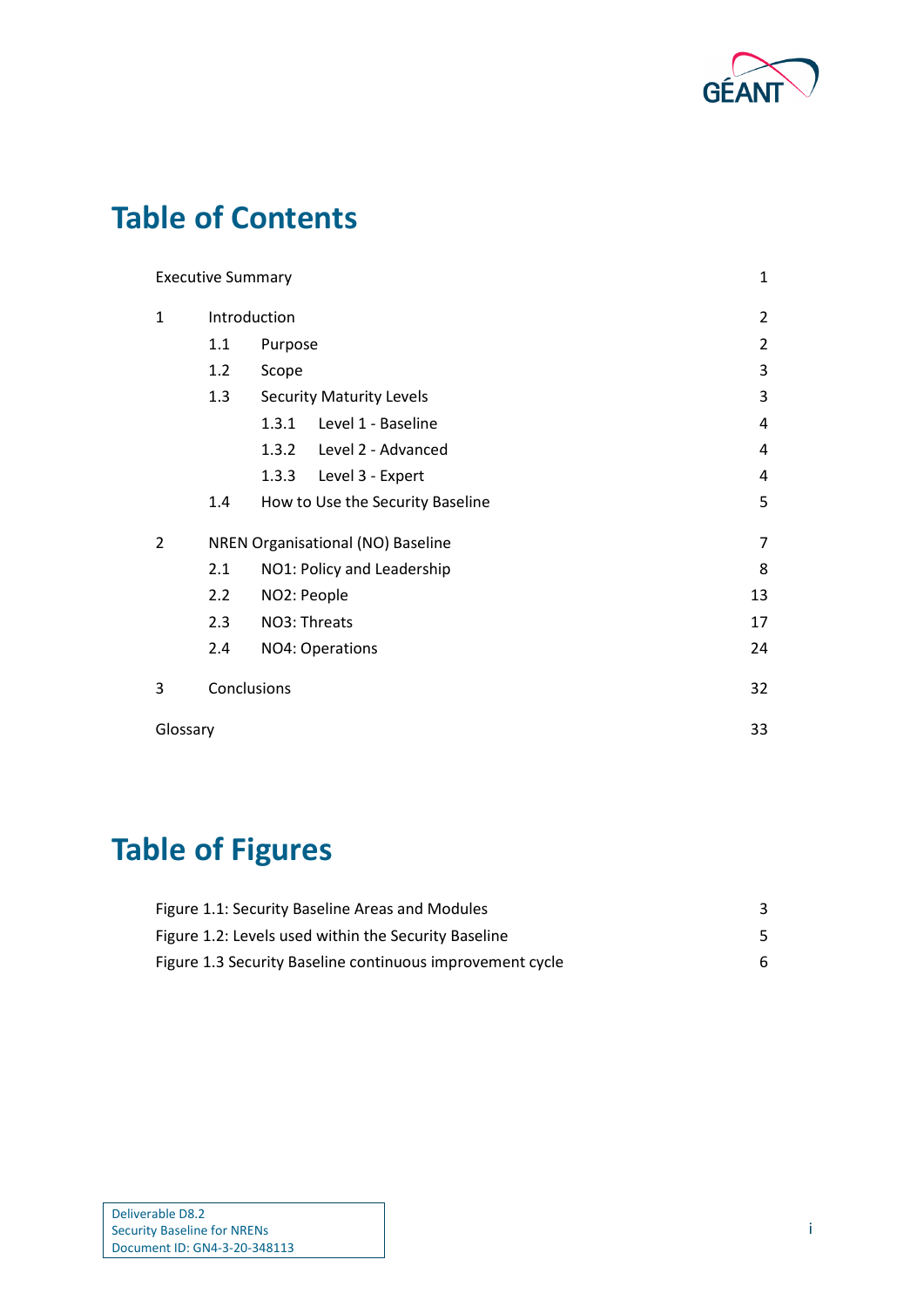# Table of Contents

| | | |
|---|---|---|
| Executive Summary | | 1 |
| 1 | Introduction | 2 |
| | 1.1 Purpose | 2 |
| | 1.2 Scope | 3 |
| | 1.3 Security Maturity Levels | 3 |
| | 1.3.1 Level 1 - Baseline | 4 |
| | 1.3.2 Level 2 - Advanced | 4 |
| | 1.3.3 Level 3 - Expert | 4 |
| | 1.4 How to Use the Security Baseline | 5 |
| 2 | NREN Organisational (NO) Baseline | 7 |
| | 2.1 NO1: Policy and Leadership | 8 |
| | 2.2 NO2: People | 13 |
| | 2.3 NO3: Threats | 17 |
| | 2.4 NO4: Operations | 24 |
| 3 | Conclusions | 32 |
| Glossary | | 33 |

# Table of Figures

| | |
|---|---|
| Figure 1.1: Security Baseline Areas and Modules | 3 |
| Figure 1.2: Levels used within the Security Baseline | 5 |
| Figure 1.3 Security Baseline continuous improvement cycle | 6 |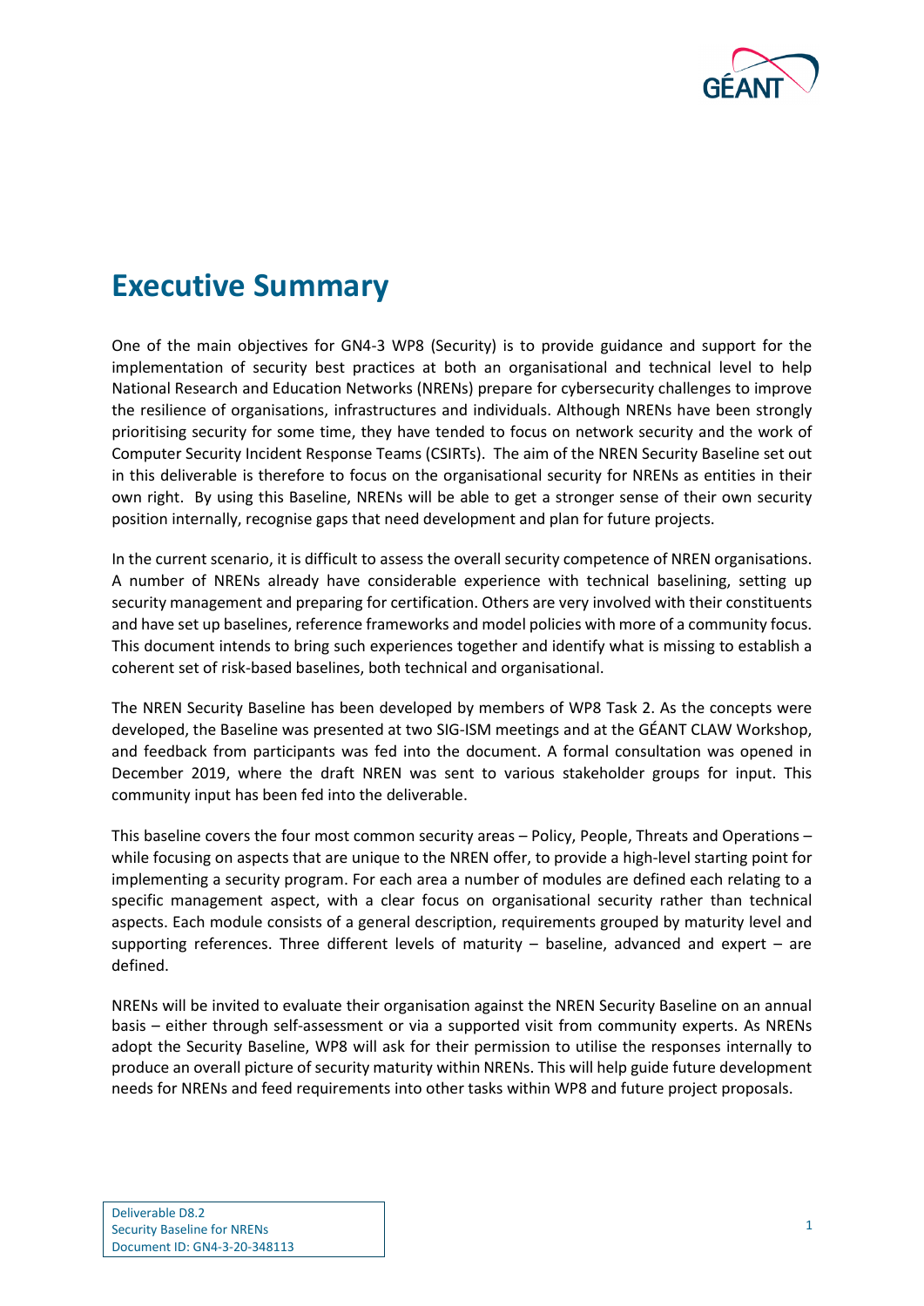# Executive Summary

One of the main objectives for GN4-3 WP8 (Security) is to provide guidance and support for the implementation of security best practices at both an organisational and technical level to help National Research and Education Networks (NRENs) prepare for cybersecurity challenges to improve the resilience of organisations, infrastructures and individuals. Although NRENs have been strongly prioritising security for some time, they have tended to focus on network security and the work of Computer Security Incident Response Teams (CSIRTs). The aim of the NREN Security Baseline set out in this deliverable is therefore to focus on the organisational security for NRENs as entities in their own right. By using this Baseline, NRENs will be able to get a stronger sense of their own security position internally, recognise gaps that need development and plan for future projects.

In the current scenario, it is difficult to assess the overall security competence of NREN organisations. A number of NRENs already have considerable experience with technical baselining, setting up security management and preparing for certification. Others are very involved with their constituents and have set up baselines, reference frameworks and model policies with more of a community focus. This document intends to bring such experiences together and identify what is missing to establish a coherent set of risk-based baselines, both technical and organisational.

The NREN Security Baseline has been developed by members of WP8 Task 2. As the concepts were developed, the Baseline was presented at two SIG-ISM meetings and at the GÉANT CLAW Workshop, and feedback from participants was fed into the document. A formal consultation was opened in December 2019, where the draft NREN was sent to various stakeholder groups for input. This community input has been fed into the deliverable.

This baseline covers the four most common security areas – Policy, People, Threats and Operations – while focusing on aspects that are unique to the NREN offer, to provide a high-level starting point for implementing a security program. For each area a number of modules are defined each relating to a specific management aspect, with a clear focus on organisational security rather than technical aspects. Each module consists of a general description, requirements grouped by maturity level and supporting references. Three different levels of maturity – baseline, advanced and expert – are defined.

NRENs will be invited to evaluate their organisation against the NREN Security Baseline on an annual basis – either through self-assessment or via a supported visit from community experts. As NRENs adopt the Security Baseline, WP8 will ask for their permission to utilise the responses internally to produce an overall picture of security maturity within NRENs. This will help guide future development needs for NRENs and feed requirements into other tasks within WP8 and future project proposals.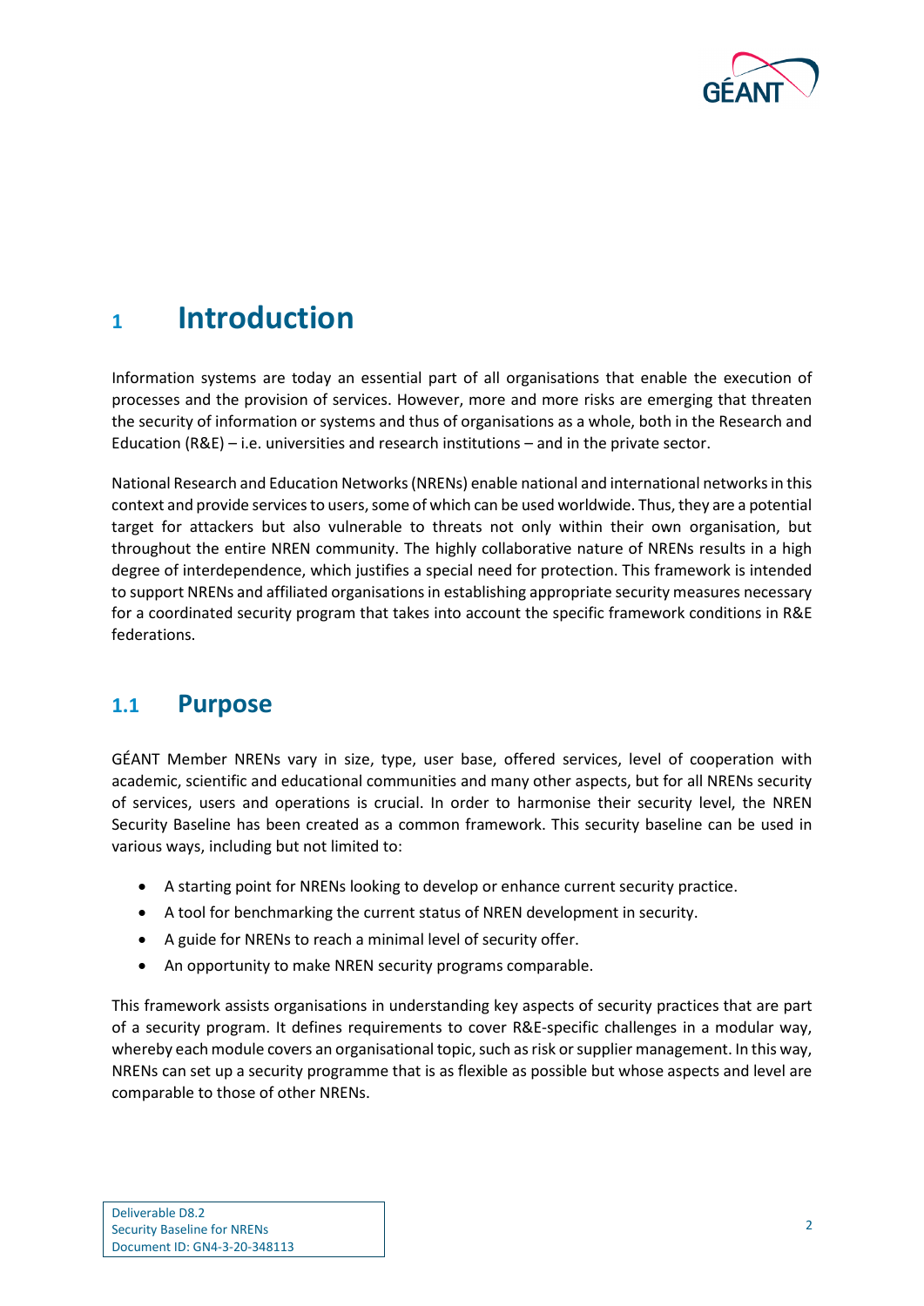# 1 Introduction

Information systems are today an essential part of all organisations that enable the execution of processes and the provision of services. However, more and more risks are emerging that threaten the security of information or systems and thus of organisations as a whole, both in the Research and Education (R&E) – i.e. universities and research institutions – and in the private sector.

National Research and Education Networks (NRENs) enable national and international networks in this context and provide services to users, some of which can be used worldwide. Thus, they are a potential target for attackers but also vulnerable to threats not only within their own organisation, but throughout the entire NREN community. The highly collaborative nature of NRENs results in a high degree of interdependence, which justifies a special need for protection. This framework is intended to support NRENs and affiliated organisations in establishing appropriate security measures necessary for a coordinated security program that takes into account the specific framework conditions in R&E federations.

## 1.1 Purpose

GÉANT Member NRENs vary in size, type, user base, offered services, level of cooperation with academic, scientific and educational communities and many other aspects, but for all NRENs security of services, users and operations is crucial. In order to harmonise their security level, the NREN Security Baseline has been created as a common framework. This security baseline can be used in various ways, including but not limited to:

- A starting point for NRENs looking to develop or enhance current security practice.
- A tool for benchmarking the current status of NREN development in security.
- A guide for NRENs to reach a minimal level of security offer.
- An opportunity to make NREN security programs comparable.

This framework assists organisations in understanding key aspects of security practices that are part of a security program. It defines requirements to cover R&E-specific challenges in a modular way, whereby each module covers an organisational topic, such as risk or supplier management. In this way, NRENs can set up a security programme that is as flexible as possible but whose aspects and level are comparable to those of other NRENs.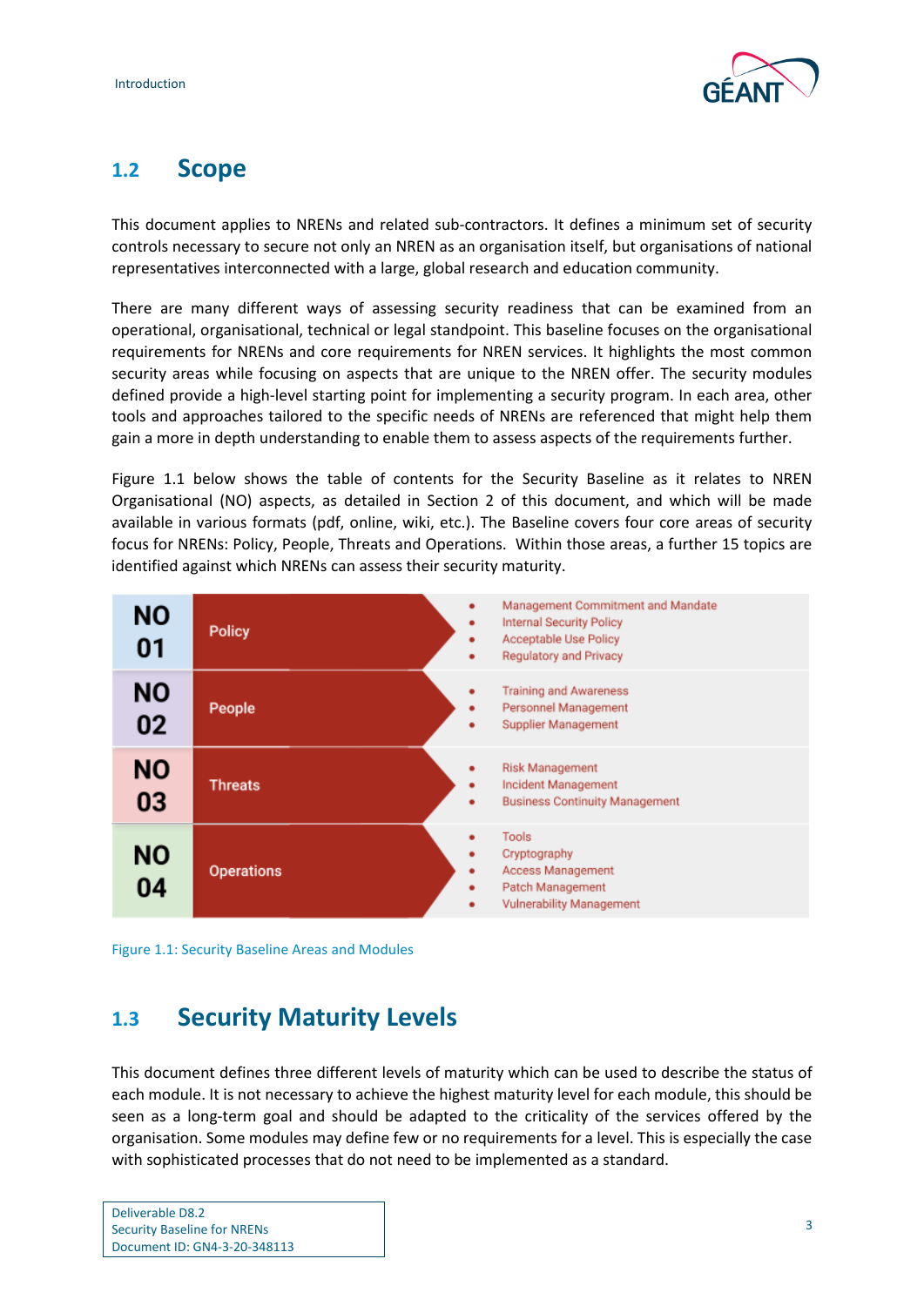## 1.2 Scope

This document applies to NRENs and related sub-contractors. It defines a minimum set of security controls necessary to secure not only an NREN as an organisation itself, but organisations of national representatives interconnected with a large, global research and education community.

There are many different ways of assessing security readiness that can be examined from an operational, organisational, technical or legal standpoint. This baseline focuses on the organisational requirements for NRENs and core requirements for NREN services. It highlights the most common security areas while focusing on aspects that are unique to the NREN offer. The security modules defined provide a high-level starting point for implementing a security program. In each area, other tools and approaches tailored to the specific needs of NRENs are referenced that might help them gain a more in depth understanding to enable them to assess aspects of the requirements further.

Figure 1.1 below shows the table of contents for the Security Baseline as it relates to NREN Organisational (NO) aspects, as detailed in Section 2 of this document, and which will be made available in various formats (pdf, online, wiki, etc.). The Baseline covers four core areas of security focus for NRENs: Policy, People, Threats and Operations. Within those areas, a further 15 topics are identified against which NRENs can assess their security maturity.

| | Area | Modules |
|---|---|---|
| NO 01 | Policy | • Management Commitment and Mandate<br>• Internal Security Policy<br>• Acceptable Use Policy<br>• Regulatory and Privacy |
| NO 02 | People | • Training and Awareness<br>• Personnel Management<br>• Supplier Management |
| NO 03 | Threats | • Risk Management<br>• Incident Management<br>• Business Continuity Management |
| NO 04 | Operations | • Tools<br>• Cryptography<br>• Access Management<br>• Patch Management<br>• Vulnerability Management |

Figure 1.1: Security Baseline Areas and Modules

## 1.3 Security Maturity Levels

This document defines three different levels of maturity which can be used to describe the status of each module. It is not necessary to achieve the highest maturity level for each module, this should be seen as a long-term goal and should be adapted to the criticality of the services offered by the organisation. Some modules may define few or no requirements for a level. This is especially the case with sophisticated processes that do not need to be implemented as a standard.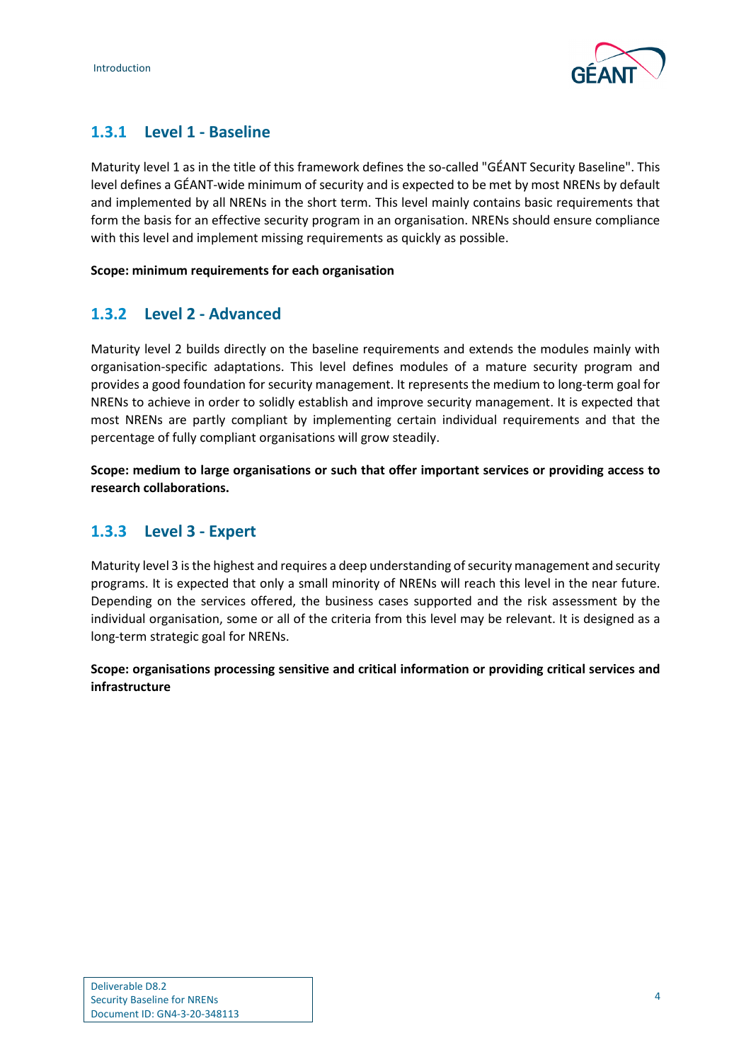### 1.3.1 Level 1 - Baseline

Maturity level 1 as in the title of this framework defines the so-called "GÉANT Security Baseline". This level defines a GÉANT-wide minimum of security and is expected to be met by most NRENs by default and implemented by all NRENs in the short term. This level mainly contains basic requirements that form the basis for an effective security program in an organisation. NRENs should ensure compliance with this level and implement missing requirements as quickly as possible.

**Scope: minimum requirements for each organisation**

### 1.3.2 Level 2 - Advanced

Maturity level 2 builds directly on the baseline requirements and extends the modules mainly with organisation-specific adaptations. This level defines modules of a mature security program and provides a good foundation for security management. It represents the medium to long-term goal for NRENs to achieve in order to solidly establish and improve security management. It is expected that most NRENs are partly compliant by implementing certain individual requirements and that the percentage of fully compliant organisations will grow steadily.

**Scope: medium to large organisations or such that offer important services or providing access to research collaborations.**

### 1.3.3 Level 3 - Expert

Maturity level 3 is the highest and requires a deep understanding of security management and security programs. It is expected that only a small minority of NRENs will reach this level in the near future. Depending on the services offered, the business cases supported and the risk assessment by the individual organisation, some or all of the criteria from this level may be relevant. It is designed as a long-term strategic goal for NRENs.

**Scope: organisations processing sensitive and critical information or providing critical services and infrastructure**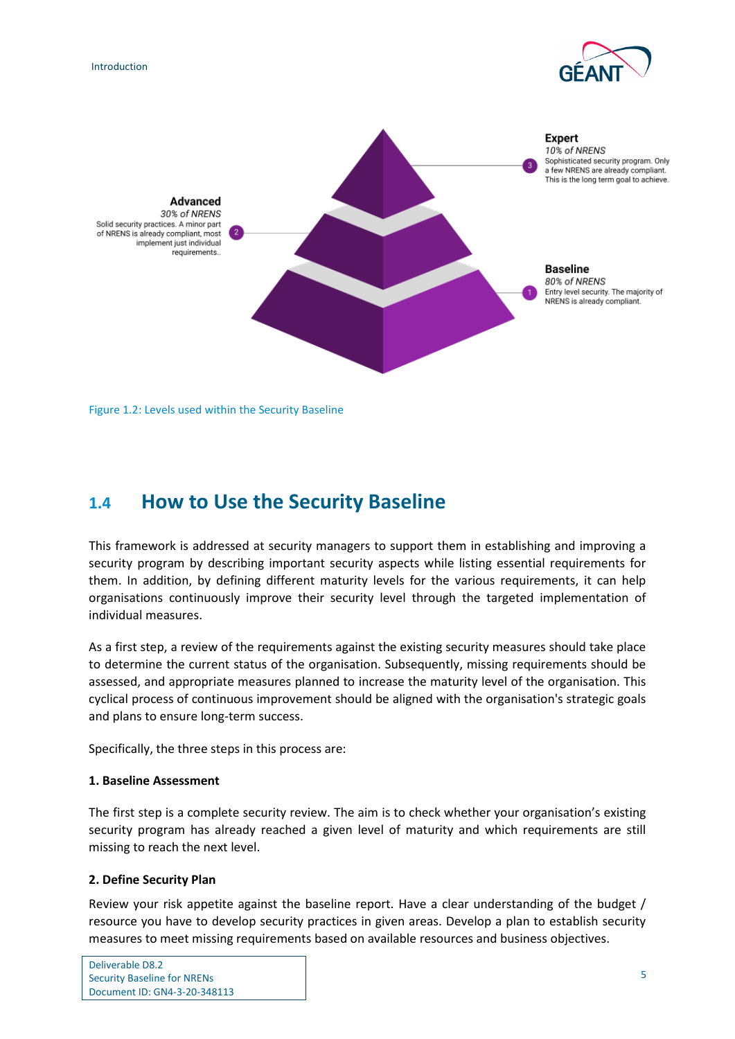**Expert**
*10% of NRENS*
Sophisticated security program. Only a few NRENS are already compliant. This is the long term goal to achieve.

**Advanced**
*30% of NRENS*
Solid security practices. A minor part of NRENS is already compliant, most implement just individual requirements..

**Baseline**
*80% of NRENS*
Entry level security. The majority of NRENS is already compliant.

Figure 1.2: Levels used within the Security Baseline

## 1.4 How to Use the Security Baseline

This framework is addressed at security managers to support them in establishing and improving a security program by describing important security aspects while listing essential requirements for them. In addition, by defining different maturity levels for the various requirements, it can help organisations continuously improve their security level through the targeted implementation of individual measures.

As a first step, a review of the requirements against the existing security measures should take place to determine the current status of the organisation. Subsequently, missing requirements should be assessed, and appropriate measures planned to increase the maturity level of the organisation. This cyclical process of continuous improvement should be aligned with the organisation's strategic goals and plans to ensure long-term success.

Specifically, the three steps in this process are:

**1. Baseline Assessment**

The first step is a complete security review. The aim is to check whether your organisation's existing security program has already reached a given level of maturity and which requirements are still missing to reach the next level.

**2. Define Security Plan**

Review your risk appetite against the baseline report. Have a clear understanding of the budget / resource you have to develop security practices in given areas. Develop a plan to establish security measures to meet missing requirements based on available resources and business objectives.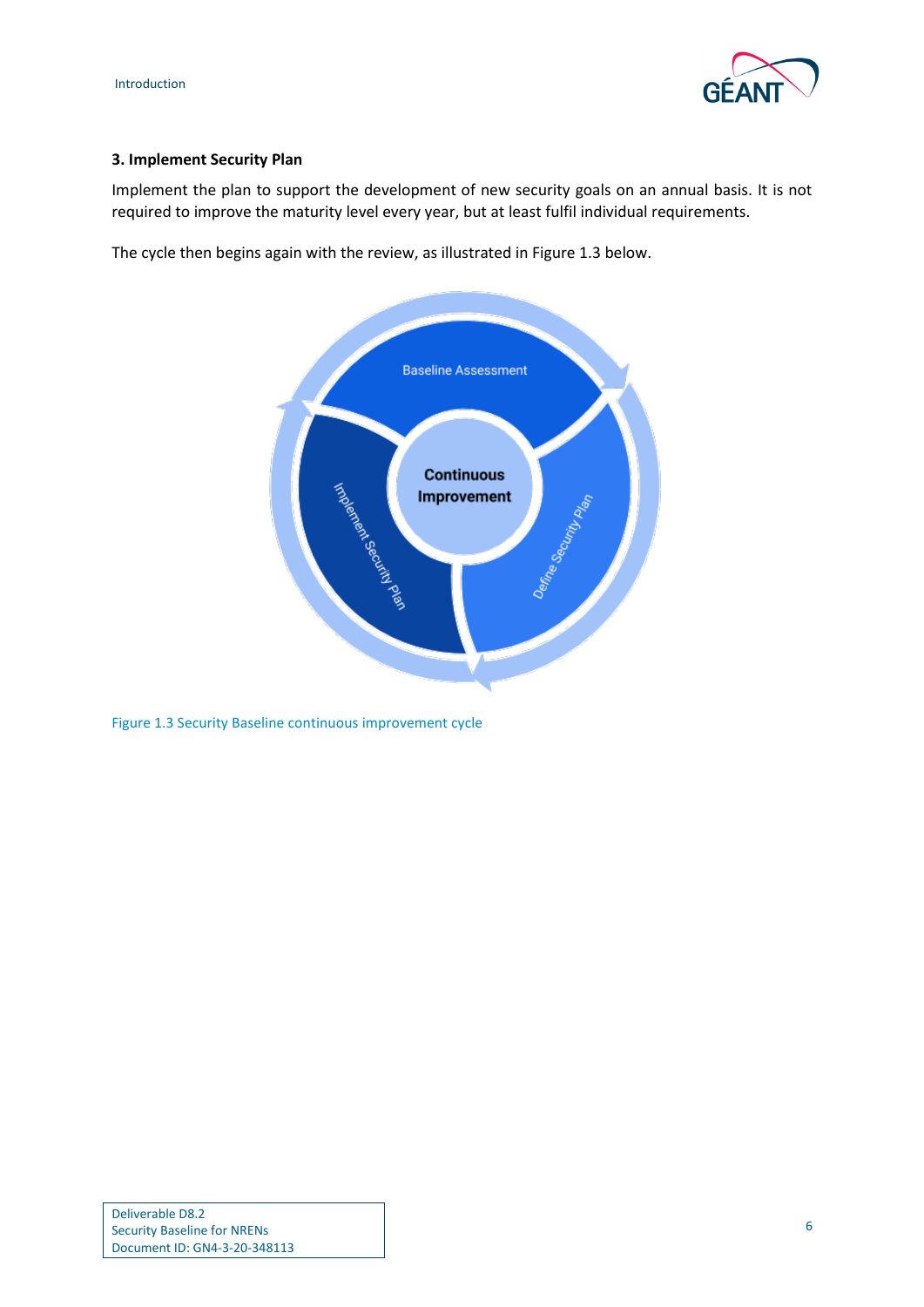**3. Implement Security Plan**

Implement the plan to support the development of new security goals on an annual basis. It is not required to improve the maturity level every year, but at least fulfil individual requirements.

The cycle then begins again with the review, as illustrated in Figure 1.3 below.

Figure 1.3 Security Baseline continuous improvement cycle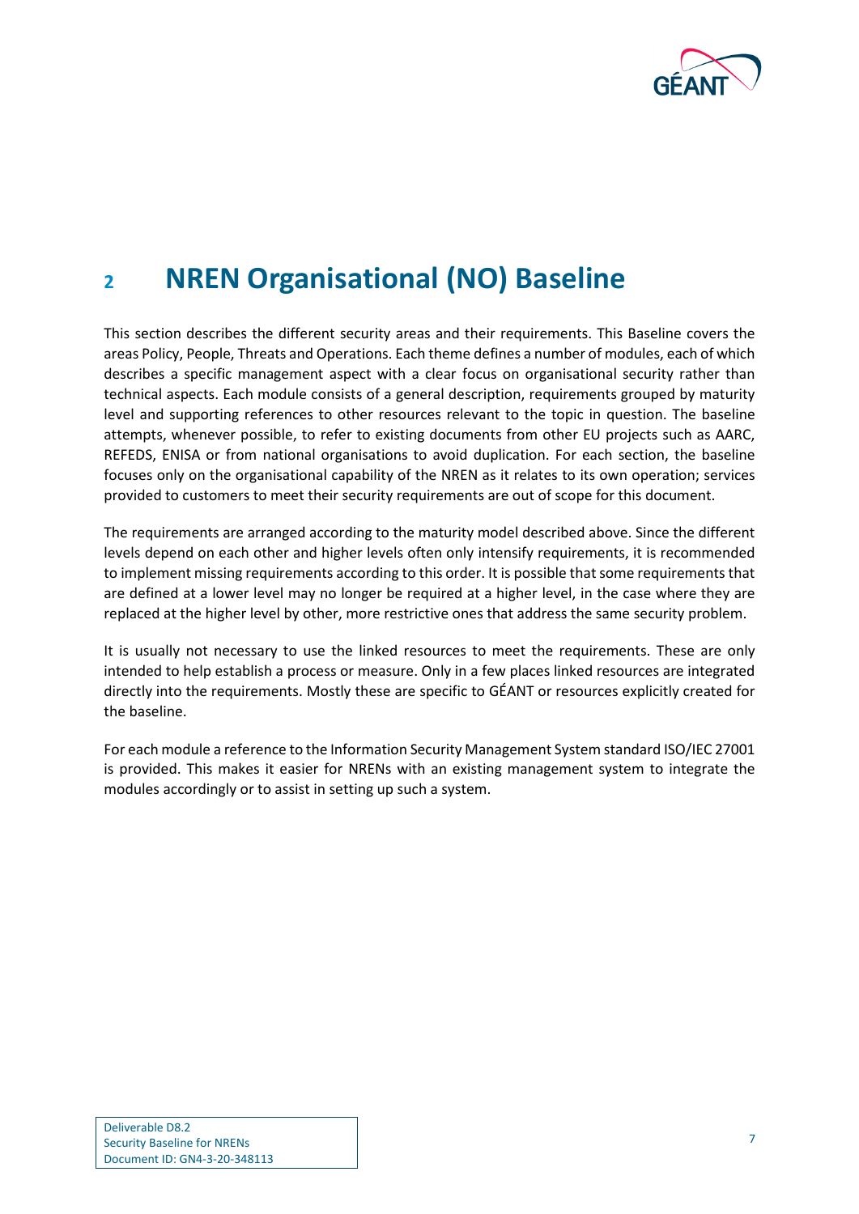# 2 NREN Organisational (NO) Baseline

This section describes the different security areas and their requirements. This Baseline covers the areas Policy, People, Threats and Operations. Each theme defines a number of modules, each of which describes a specific management aspect with a clear focus on organisational security rather than technical aspects. Each module consists of a general description, requirements grouped by maturity level and supporting references to other resources relevant to the topic in question. The baseline attempts, whenever possible, to refer to existing documents from other EU projects such as AARC, REFEDS, ENISA or from national organisations to avoid duplication. For each section, the baseline focuses only on the organisational capability of the NREN as it relates to its own operation; services provided to customers to meet their security requirements are out of scope for this document.

The requirements are arranged according to the maturity model described above. Since the different levels depend on each other and higher levels often only intensify requirements, it is recommended to implement missing requirements according to this order. It is possible that some requirements that are defined at a lower level may no longer be required at a higher level, in the case where they are replaced at the higher level by other, more restrictive ones that address the same security problem.

It is usually not necessary to use the linked resources to meet the requirements. These are only intended to help establish a process or measure. Only in a few places linked resources are integrated directly into the requirements. Mostly these are specific to GÉANT or resources explicitly created for the baseline.

For each module a reference to the Information Security Management System standard ISO/IEC 27001 is provided. This makes it easier for NRENs with an existing management system to integrate the modules accordingly or to assist in setting up such a system.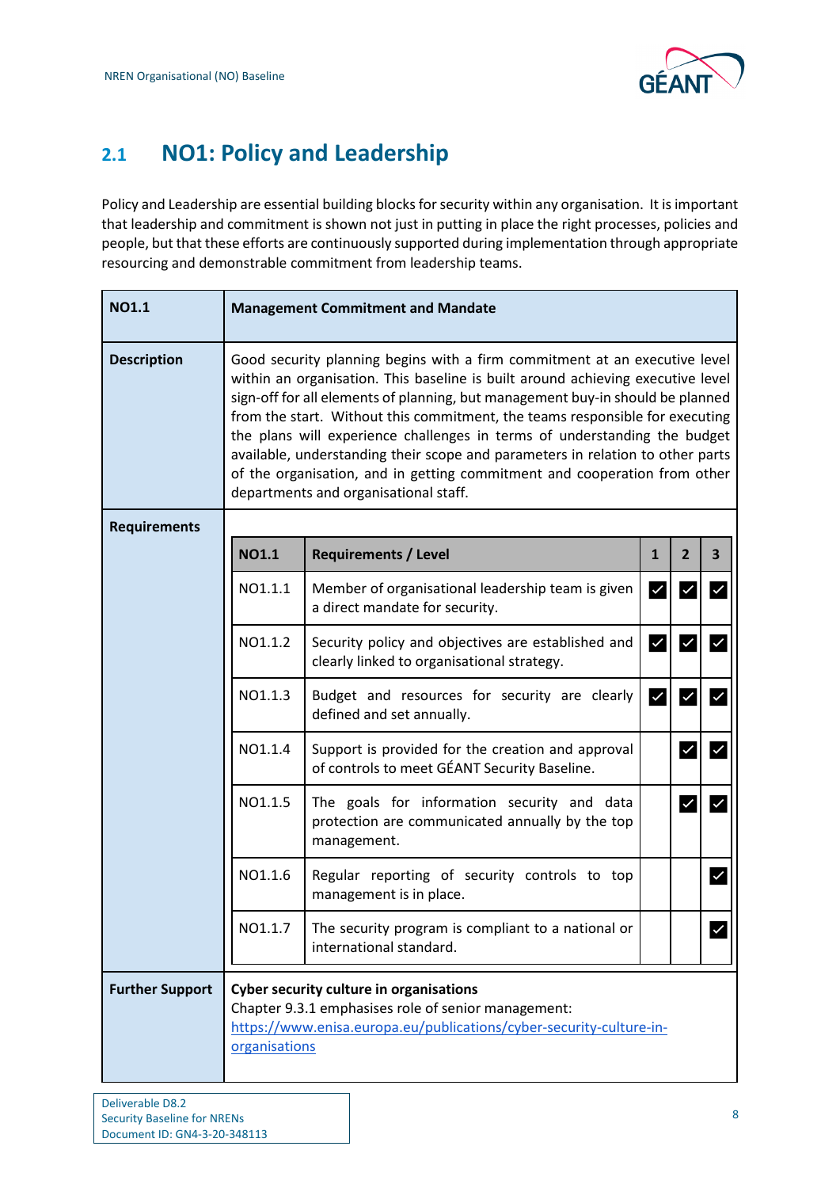## 2.1 NO1: Policy and Leadership

Policy and Leadership are essential building blocks for security within any organisation. It is important that leadership and commitment is shown not just in putting in place the right processes, policies and people, but that these efforts are continuously supported during implementation through appropriate resourcing and demonstrable commitment from leadership teams.

| **NO1.1** | **Management Commitment and Mandate** |
|---|---|
| **Description** | Good security planning begins with a firm commitment at an executive level within an organisation. This baseline is built around achieving executive level sign-off for all elements of planning, but management buy-in should be planned from the start. Without this commitment, the teams responsible for executing the plans will experience challenges in terms of understanding the budget available, understanding their scope and parameters in relation to other parts of the organisation, and in getting commitment and cooperation from other departments and organisational staff. |
| **Requirements** | (see table below) |
| **Further Support** | **Cyber security culture in organisations**<br>Chapter 9.3.1 emphasises role of senior management:<br>[https://www.enisa.europa.eu/publications/cyber-security-culture-in-organisations](https://www.enisa.europa.eu/publications/cyber-security-culture-in-organisations) |

| **NO1.1** | **Requirements / Level** | **1** | **2** | **3** |
|---|---|---|---|---|
| NO1.1.1 | Member of organisational leadership team is given a direct mandate for security. | ✓ | ✓ | ✓ |
| NO1.1.2 | Security policy and objectives are established and clearly linked to organisational strategy. | ✓ | ✓ | ✓ |
| NO1.1.3 | Budget and resources for security are clearly defined and set annually. | ✓ | ✓ | ✓ |
| NO1.1.4 | Support is provided for the creation and approval of controls to meet GÉANT Security Baseline. | | ✓ | ✓ |
| NO1.1.5 | The goals for information security and data protection are communicated annually by the top management. | | ✓ | ✓ |
| NO1.1.6 | Regular reporting of security controls to top management is in place. | | | ✓ |
| NO1.1.7 | The security program is compliant to a national or international standard. | | | ✓ |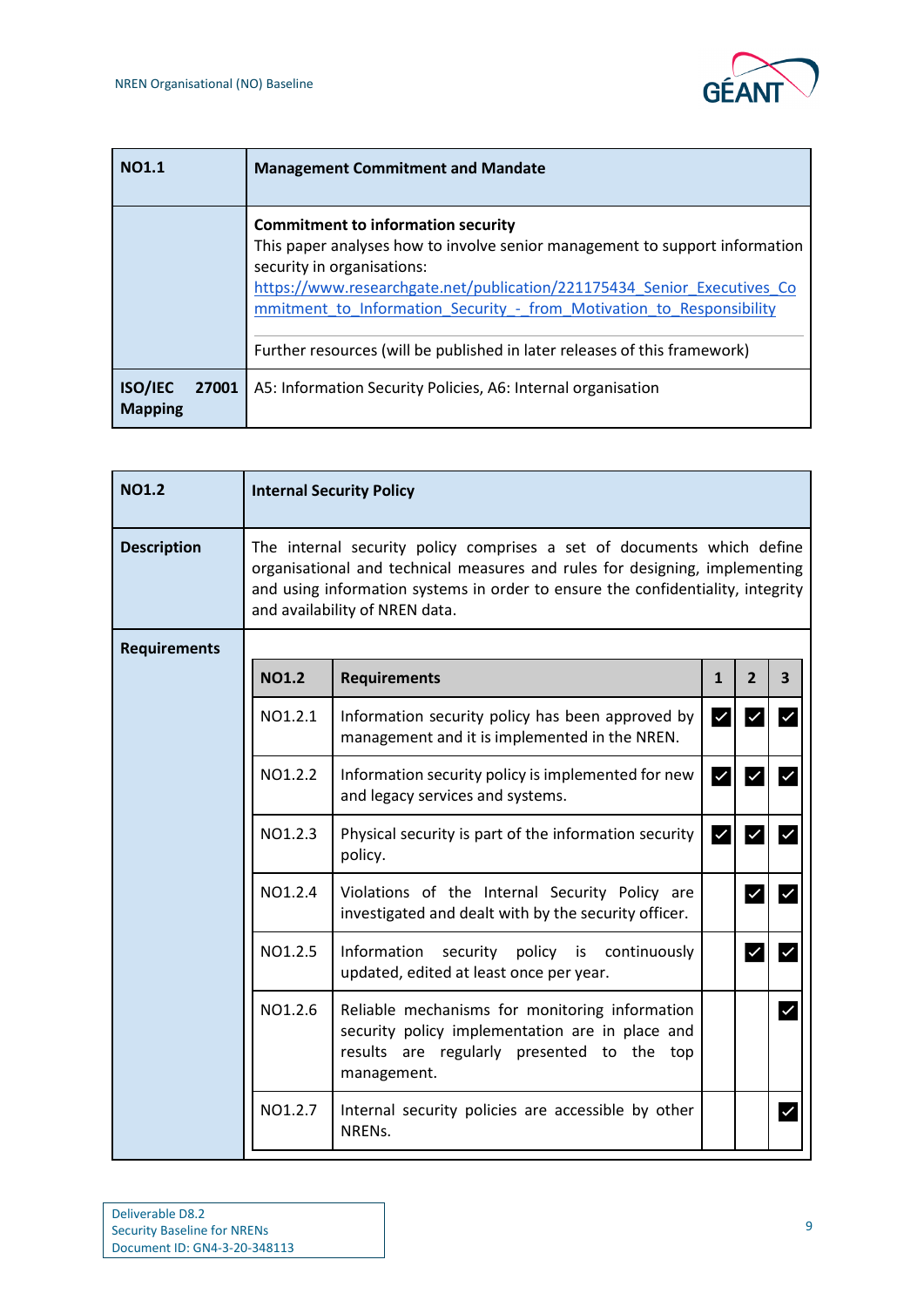| NO1.1 | Management Commitment and Mandate |
|---|---|
| | **Commitment to information security**<br>This paper analyses how to involve senior management to support information security in organisations:<br>https://www.researchgate.net/publication/221175434_Senior_Executives_Commitment_to_Information_Security_-_from_Motivation_to_Responsibility<br><br>Further resources (will be published in later releases of this framework) |
| **ISO/IEC 27001 Mapping** | A5: Information Security Policies, A6: Internal organisation |

| NO1.2 | Internal Security Policy |
|---|---|
| **Description** | The internal security policy comprises a set of documents which define organisational and technical measures and rules for designing, implementing and using information systems in order to ensure the confidentiality, integrity and availability of NREN data. |
| **Requirements** | |

| NO1.2 | Requirements | 1 | 2 | 3 |
|---|---|---|---|---|
| NO1.2.1 | Information security policy has been approved by management and it is implemented in the NREN. | ✓ | ✓ | ✓ |
| NO1.2.2 | Information security policy is implemented for new and legacy services and systems. | ✓ | ✓ | ✓ |
| NO1.2.3 | Physical security is part of the information security policy. | ✓ | ✓ | ✓ |
| NO1.2.4 | Violations of the Internal Security Policy are investigated and dealt with by the security officer. | | ✓ | ✓ |
| NO1.2.5 | Information security policy is continuously updated, edited at least once per year. | | ✓ | ✓ |
| NO1.2.6 | Reliable mechanisms for monitoring information security policy implementation are in place and results are regularly presented to the top management. | | | ✓ |
| NO1.2.7 | Internal security policies are accessible by other NRENs. | | | ✓ |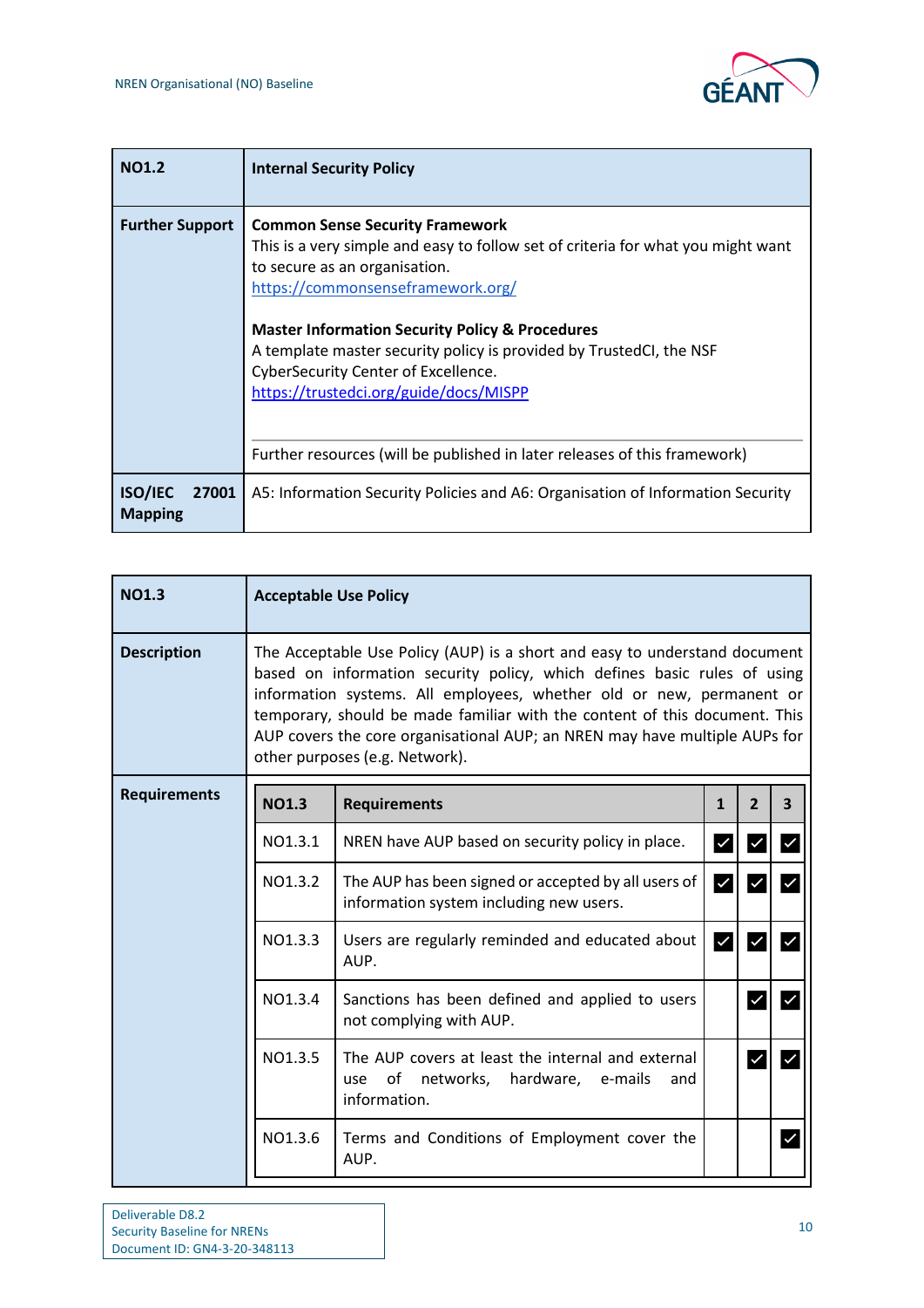| NO1.2 | Internal Security Policy |
|---|---|
| Further Support | **Common Sense Security Framework**<br>This is a very simple and easy to follow set of criteria for what you might want to secure as an organisation.<br>https://commonsenseframework.org/<br><br>**Master Information Security Policy & Procedures**<br>A template master security policy is provided by TrustedCI, the NSF CyberSecurity Center of Excellence.<br>https://trustedci.org/guide/docs/MISPP<br><br>Further resources (will be published in later releases of this framework) |
| ISO/IEC 27001 Mapping | A5: Information Security Policies and A6: Organisation of Information Security |

| NO1.3 | Acceptable Use Policy |
|---|---|
| Description | The Acceptable Use Policy (AUP) is a short and easy to understand document based on information security policy, which defines basic rules of using information systems. All employees, whether old or new, permanent or temporary, should be made familiar with the content of this document. This AUP covers the core organisational AUP; an NREN may have multiple AUPs for other purposes (e.g. Network). |
| Requirements | |

| NO1.3 | Requirements | 1 | 2 | 3 |
|---|---|---|---|---|
| NO1.3.1 | NREN have AUP based on security policy in place. | ✓ | ✓ | ✓ |
| NO1.3.2 | The AUP has been signed or accepted by all users of information system including new users. | ✓ | ✓ | ✓ |
| NO1.3.3 | Users are regularly reminded and educated about AUP. | ✓ | ✓ | ✓ |
| NO1.3.4 | Sanctions has been defined and applied to users not complying with AUP. | | ✓ | ✓ |
| NO1.3.5 | The AUP covers at least the internal and external use of networks, hardware, e-mails and information. | | ✓ | ✓ |
| NO1.3.6 | Terms and Conditions of Employment cover the AUP. | | | ✓ |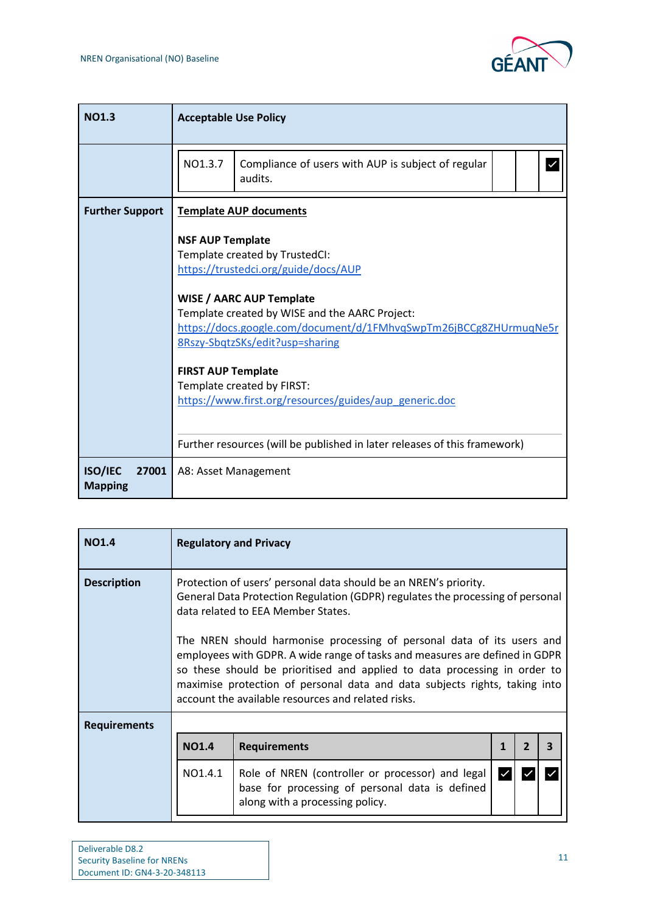| NO1.3 | Acceptable Use Policy | | | | |
|---|---|---|---|---|---|
| | NO1.3.7 | Compliance of users with AUP is subject of regular audits. | | | ☑ |

**Further Support**

**Template AUP documents**

**NSF AUP Template**
Template created by TrustedCI:
https://trustedci.org/guide/docs/AUP

**WISE / AARC AUP Template**
Template created by WISE and the AARC Project:
https://docs.google.com/document/d/1FMhvqSwpTm26jBCCg8ZHUrmuqNe5r8Rszy-SbqtzSKs/edit?usp=sharing

**FIRST AUP Template**
Template created by FIRST:
https://www.first.org/resources/guides/aup_generic.doc

Further resources (will be published in later releases of this framework)

**ISO/IEC 27001 Mapping**: A8: Asset Management

| NO1.4 | Regulatory and Privacy |
|---|---|
| **Description** | Protection of users' personal data should be an NREN's priority. General Data Protection Regulation (GDPR) regulates the processing of personal data related to EEA Member States.<br><br>The NREN should harmonise processing of personal data of its users and employees with GDPR. A wide range of tasks and measures are defined in GDPR so these should be prioritised and applied to data processing in order to maximise protection of personal data and data subjects rights, taking into account the available resources and related risks. |

**Requirements**

| NO1.4 | Requirements | 1 | 2 | 3 |
|---|---|---|---|---|
| NO1.4.1 | Role of NREN (controller or processor) and legal base for processing of personal data is defined along with a processing policy. | ☑ | ☑ | ☑ |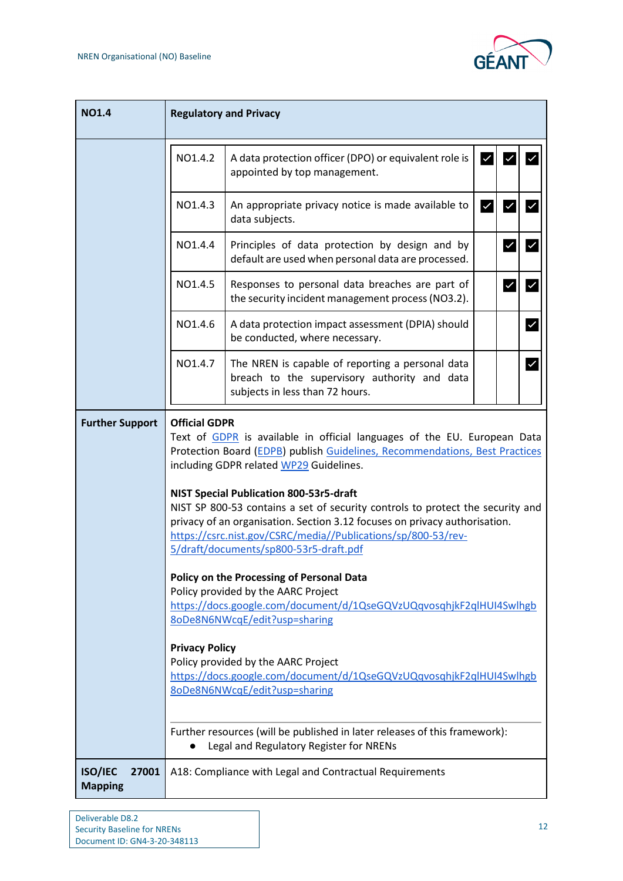| NO1.4 | Regulatory and Privacy | | | |
|---|---|---|---|---|
| NO1.4.2 | A data protection officer (DPO) or equivalent role is appointed by top management. | ✓ | ✓ | ✓ |
| NO1.4.3 | An appropriate privacy notice is made available to data subjects. | ✓ | ✓ | ✓ |
| NO1.4.4 | Principles of data protection by design and by default are used when personal data are processed. | | ✓ | ✓ |
| NO1.4.5 | Responses to personal data breaches are part of the security incident management process (NO3.2). | | ✓ | ✓ |
| NO1.4.6 | A data protection impact assessment (DPIA) should be conducted, where necessary. | | | ✓ |
| NO1.4.7 | The NREN is capable of reporting a personal data breach to the supervisory authority and data subjects in less than 72 hours. | | | ✓ |

**Further Support**

**Official GDPR**
Text of GDPR is available in official languages of the EU. European Data Protection Board (EDPB) publish Guidelines, Recommendations, Best Practices including GDPR related WP29 Guidelines.

**NIST Special Publication 800-53r5-draft**
NIST SP 800-53 contains a set of security controls to protect the security and privacy of an organisation. Section 3.12 focuses on privacy authorisation.
https://csrc.nist.gov/CSRC/media//Publications/sp/800-53/rev-5/draft/documents/sp800-53r5-draft.pdf

**Policy on the Processing of Personal Data**
Policy provided by the AARC Project
https://docs.google.com/document/d/1QseGQVzUQqvosqhjkF2qlHUI4Swlhgb8oDe8N6NWcqE/edit?usp=sharing

**Privacy Policy**
Policy provided by the AARC Project
https://docs.google.com/document/d/1QseGQVzUQqvosqhjkF2qlHUI4Swlhgb8oDe8N6NWcqE/edit?usp=sharing

Further resources (will be published in later releases of this framework):

- Legal and Regulatory Register for NRENs

**ISO/IEC 27001 Mapping**

A18: Compliance with Legal and Contractual Requirements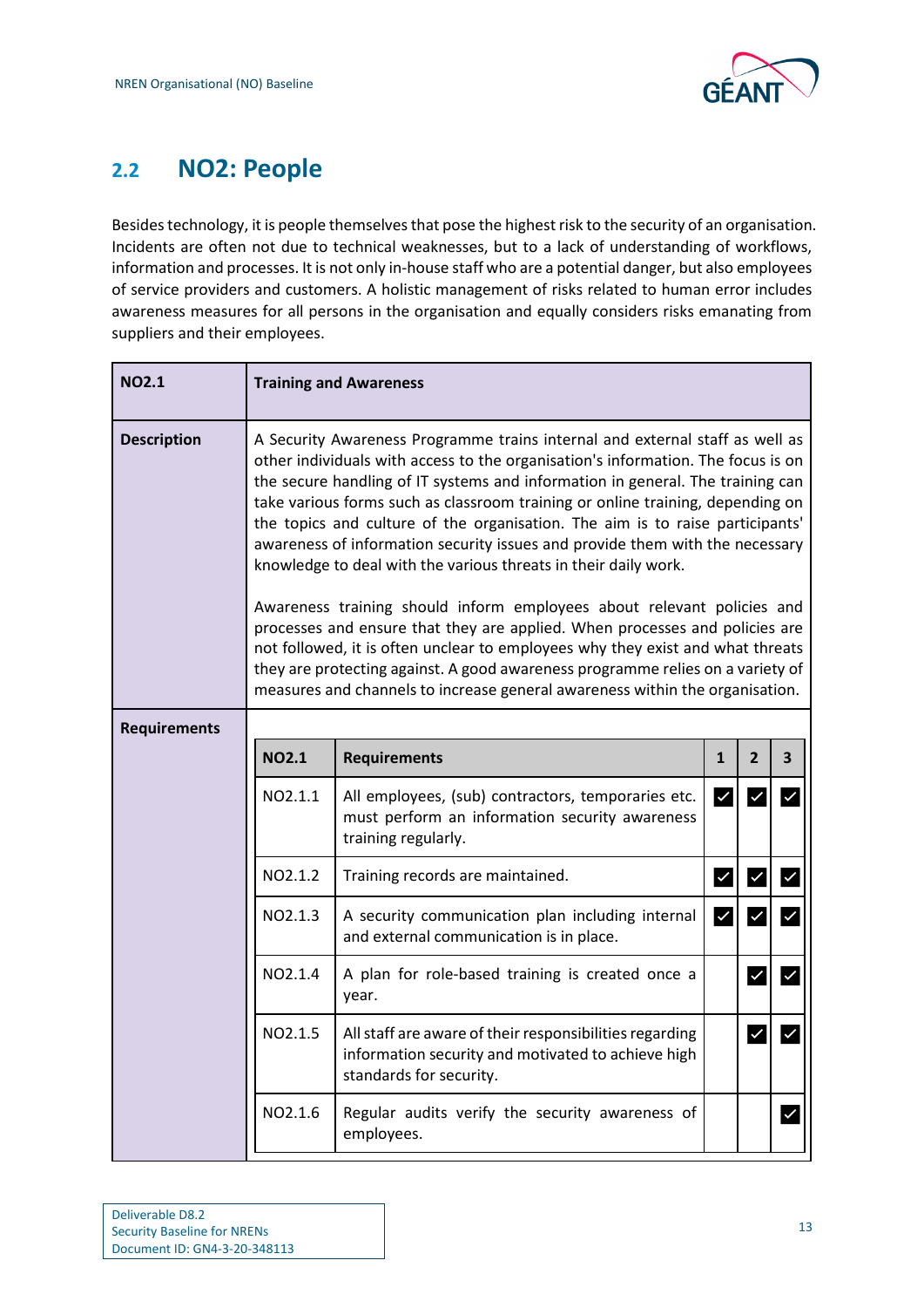## 2.2 NO2: People

Besides technology, it is people themselves that pose the highest risk to the security of an organisation. Incidents are often not due to technical weaknesses, but to a lack of understanding of workflows, information and processes. It is not only in-house staff who are a potential danger, but also employees of service providers and customers. A holistic management of risks related to human error includes awareness measures for all persons in the organisation and equally considers risks emanating from suppliers and their employees.

| **NO2.1** | **Training and Awareness** |
|---|---|
| **Description** | A Security Awareness Programme trains internal and external staff as well as other individuals with access to the organisation's information. The focus is on the secure handling of IT systems and information in general. The training can take various forms such as classroom training or online training, depending on the topics and culture of the organisation. The aim is to raise participants' awareness of information security issues and provide them with the necessary knowledge to deal with the various threats in their daily work.<br><br>Awareness training should inform employees about relevant policies and processes and ensure that they are applied. When processes and policies are not followed, it is often unclear to employees why they exist and what threats they are protecting against. A good awareness programme relies on a variety of measures and channels to increase general awareness within the organisation. |
| **Requirements** | |

| **NO2.1** | **Requirements** | **1** | **2** | **3** |
|---|---|---|---|---|
| NO2.1.1 | All employees, (sub) contractors, temporaries etc. must perform an information security awareness training regularly. | ✓ | ✓ | ✓ |
| NO2.1.2 | Training records are maintained. | ✓ | ✓ | ✓ |
| NO2.1.3 | A security communication plan including internal and external communication is in place. | ✓ | ✓ | ✓ |
| NO2.1.4 | A plan for role-based training is created once a year. | | ✓ | ✓ |
| NO2.1.5 | All staff are aware of their responsibilities regarding information security and motivated to achieve high standards for security. | | ✓ | ✓ |
| NO2.1.6 | Regular audits verify the security awareness of employees. | | | ✓ |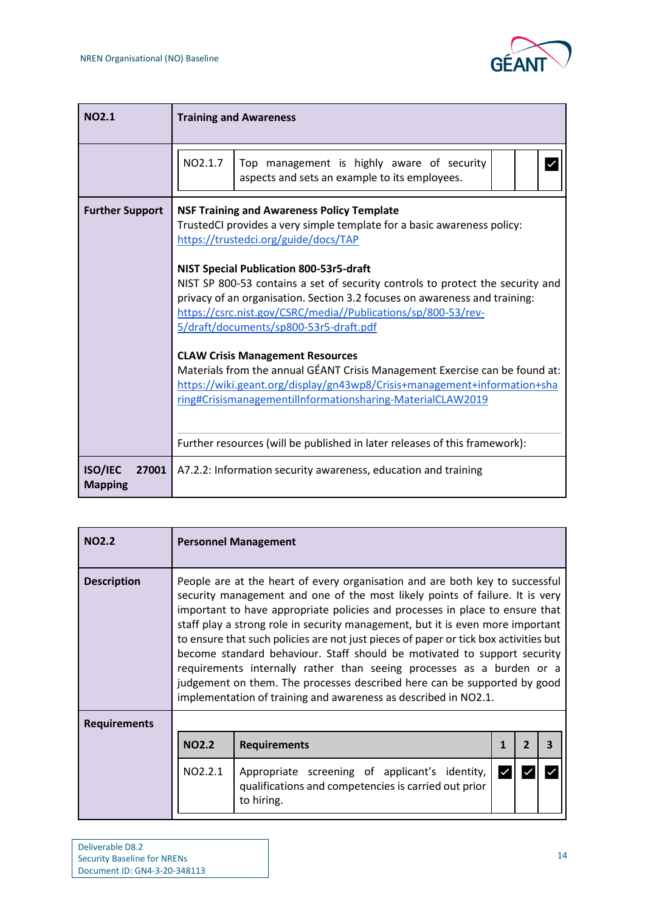| NO2.1 | Training and Awareness | | | |
|---|---|---|---|---|
| | NO2.1.7 | Top management is highly aware of security aspects and sets an example to its employees. | | | ✓ |

| | |
|---|---|
| **Further Support** | **NSF Training and Awareness Policy Template**<br>TrustedCI provides a very simple template for a basic awareness policy: https://trustedci.org/guide/docs/TAP<br><br>**NIST Special Publication 800-53r5-draft**<br>NIST SP 800-53 contains a set of security controls to protect the security and privacy of an organisation. Section 3.2 focuses on awareness and training: https://csrc.nist.gov/CSRC/media//Publications/sp/800-53/rev-5/draft/documents/sp800-53r5-draft.pdf<br><br>**CLAW Crisis Management Resources**<br>Materials from the annual GÉANT Crisis Management Exercise can be found at: https://wiki.geant.org/display/gn43wp8/Crisis+management+information+sharing#CrisismanagementilInformationsharing-MaterialCLAW2019<br><br>Further resources (will be published in later releases of this framework): |
| **ISO/IEC 27001 Mapping** | A7.2.2: Information security awareness, education and training |

| **NO2.2** | **Personnel Management** |
|---|---|
| **Description** | People are at the heart of every organisation and are both key to successful security management and one of the most likely points of failure. It is very important to have appropriate policies and processes in place to ensure that staff play a strong role in security management, but it is even more important to ensure that such policies are not just pieces of paper or tick box activities but become standard behaviour. Staff should be motivated to support security requirements internally rather than seeing processes as a burden or a judgement on them. The processes described here can be supported by good implementation of training and awareness as described in NO2.1. |
| **Requirements** | |

| NO2.2 | Requirements | 1 | 2 | 3 |
|---|---|---|---|---|
| NO2.2.1 | Appropriate screening of applicant's identity, qualifications and competencies is carried out prior to hiring. | ✓ | ✓ | ✓ |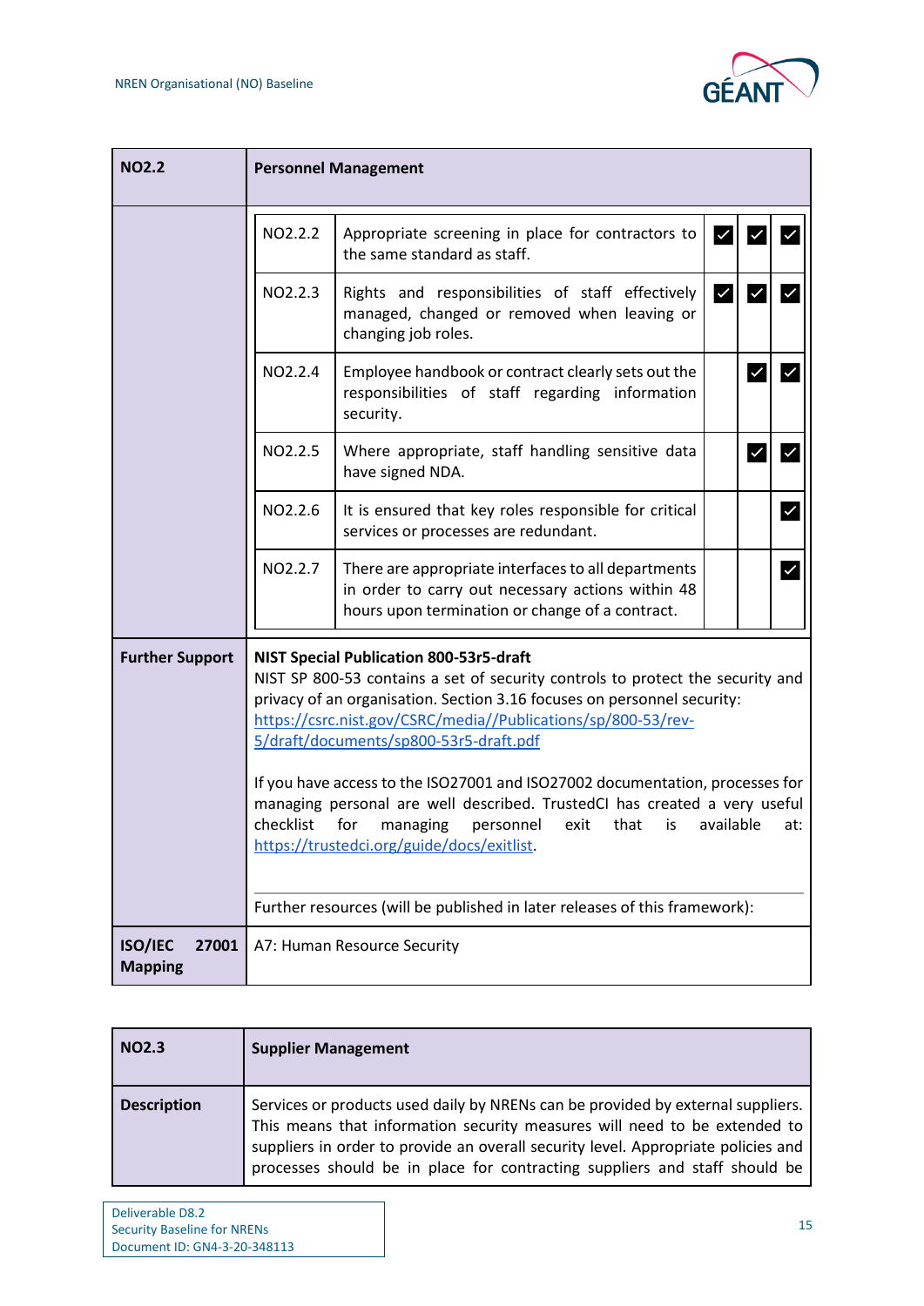| NO2.2 | Personnel Management | | | | |
|---|---|---|---|---|---|
| | NO2.2.2 | Appropriate screening in place for contractors to the same standard as staff. | ☑ | ☑ | ☑ |
| | NO2.2.3 | Rights and responsibilities of staff effectively managed, changed or removed when leaving or changing job roles. | ☑ | ☑ | ☑ |
| | NO2.2.4 | Employee handbook or contract clearly sets out the responsibilities of staff regarding information security. | | ☑ | ☑ |
| | NO2.2.5 | Where appropriate, staff handling sensitive data have signed NDA. | | ☑ | ☑ |
| | NO2.2.6 | It is ensured that key roles responsible for critical services or processes are redundant. | | | ☑ |
| | NO2.2.7 | There are appropriate interfaces to all departments in order to carry out necessary actions within 48 hours upon termination or change of a contract. | | | ☑ |
| **Further Support** | **NIST Special Publication 800-53r5-draft**<br>NIST SP 800-53 contains a set of security controls to protect the security and privacy of an organisation. Section 3.16 focuses on personnel security: https://csrc.nist.gov/CSRC/media//Publications/sp/800-53/rev-5/draft/documents/sp800-53r5-draft.pdf<br><br>If you have access to the ISO27001 and ISO27002 documentation, processes for managing personal are well described. TrustedCI has created a very useful checklist for managing personnel exit that is available at: https://trustedci.org/guide/docs/exitlist.<br><br>Further resources (will be published in later releases of this framework): | | | | |
| **ISO/IEC 27001 Mapping** | A7: Human Resource Security | | | | |

| NO2.3 | Supplier Management |
|---|---|
| **Description** | Services or products used daily by NRENs can be provided by external suppliers. This means that information security measures will need to be extended to suppliers in order to provide an overall security level. Appropriate policies and processes should be in place for contracting suppliers and staff should be |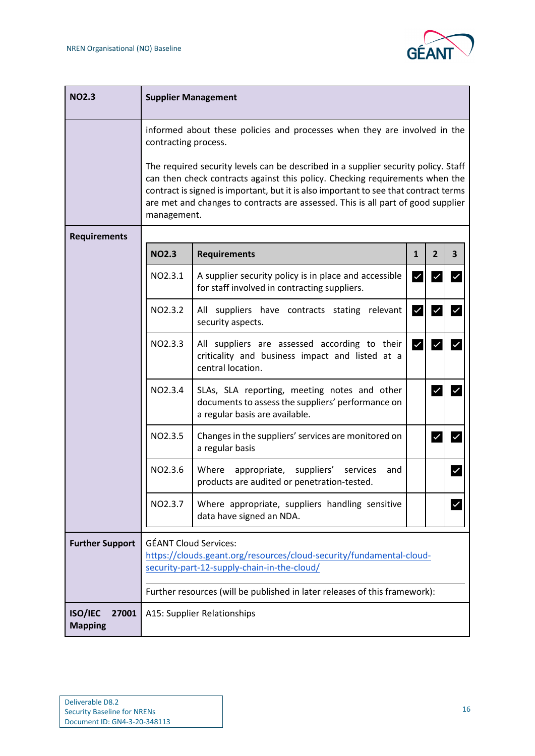| NO2.3 | Supplier Management |
|---|---|
| | informed about these policies and processes when they are involved in the contracting process.<br><br>The required security levels can be described in a supplier security policy. Staff can then check contracts against this policy. Checking requirements when the contract is signed is important, but it is also important to see that contract terms are met and changes to contracts are assessed. This is all part of good supplier management. |
| **Requirements** | (see table below) |
| **Further Support** | GÉANT Cloud Services:<br>https://clouds.geant.org/resources/cloud-security/fundamental-cloud-security-part-12-supply-chain-in-the-cloud/<br><br>Further resources (will be published in later releases of this framework): |
| **ISO/IEC 27001 Mapping** | A15: Supplier Relationships |

| NO2.3 | Requirements | 1 | 2 | 3 |
|---|---|---|---|---|
| NO2.3.1 | A supplier security policy is in place and accessible for staff involved in contracting suppliers. | ✓ | ✓ | ✓ |
| NO2.3.2 | All suppliers have contracts stating relevant security aspects. | ✓ | ✓ | ✓ |
| NO2.3.3 | All suppliers are assessed according to their criticality and business impact and listed at a central location. | ✓ | ✓ | ✓ |
| NO2.3.4 | SLAs, SLA reporting, meeting notes and other documents to assess the suppliers' performance on a regular basis are available. | | ✓ | ✓ |
| NO2.3.5 | Changes in the suppliers' services are monitored on a regular basis | | ✓ | ✓ |
| NO2.3.6 | Where appropriate, suppliers' services and products are audited or penetration-tested. | | | ✓ |
| NO2.3.7 | Where appropriate, suppliers handling sensitive data have signed an NDA. | | | ✓ |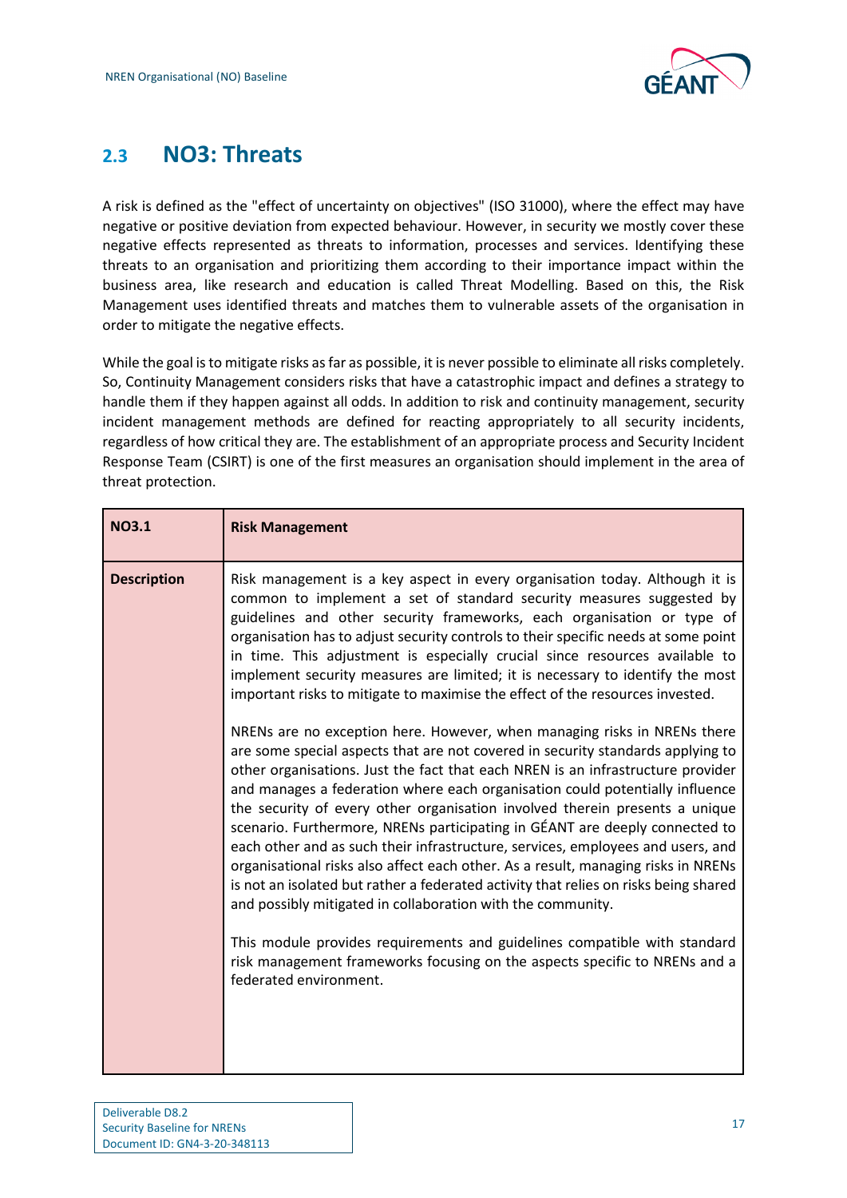## 2.3 NO3: Threats

A risk is defined as the "effect of uncertainty on objectives" (ISO 31000), where the effect may have negative or positive deviation from expected behaviour. However, in security we mostly cover these negative effects represented as threats to information, processes and services. Identifying these threats to an organisation and prioritizing them according to their importance impact within the business area, like research and education is called Threat Modelling. Based on this, the Risk Management uses identified threats and matches them to vulnerable assets of the organisation in order to mitigate the negative effects.

While the goal is to mitigate risks as far as possible, it is never possible to eliminate all risks completely. So, Continuity Management considers risks that have a catastrophic impact and defines a strategy to handle them if they happen against all odds. In addition to risk and continuity management, security incident management methods are defined for reacting appropriately to all security incidents, regardless of how critical they are. The establishment of an appropriate process and Security Incident Response Team (CSIRT) is one of the first measures an organisation should implement in the area of threat protection.

| **NO3.1** | **Risk Management** |
|---|---|
| **Description** | Risk management is a key aspect in every organisation today. Although it is common to implement a set of standard security measures suggested by guidelines and other security frameworks, each organisation or type of organisation has to adjust security controls to their specific needs at some point in time. This adjustment is especially crucial since resources available to implement security measures are limited; it is necessary to identify the most important risks to mitigate to maximise the effect of the resources invested.<br><br>NRENs are no exception here. However, when managing risks in NRENs there are some special aspects that are not covered in security standards applying to other organisations. Just the fact that each NREN is an infrastructure provider and manages a federation where each organisation could potentially influence the security of every other organisation involved therein presents a unique scenario. Furthermore, NRENs participating in GÉANT are deeply connected to each other and as such their infrastructure, services, employees and users, and organisational risks also affect each other. As a result, managing risks in NRENs is not an isolated but rather a federated activity that relies on risks being shared and possibly mitigated in collaboration with the community.<br><br>This module provides requirements and guidelines compatible with standard risk management frameworks focusing on the aspects specific to NRENs and a federated environment. |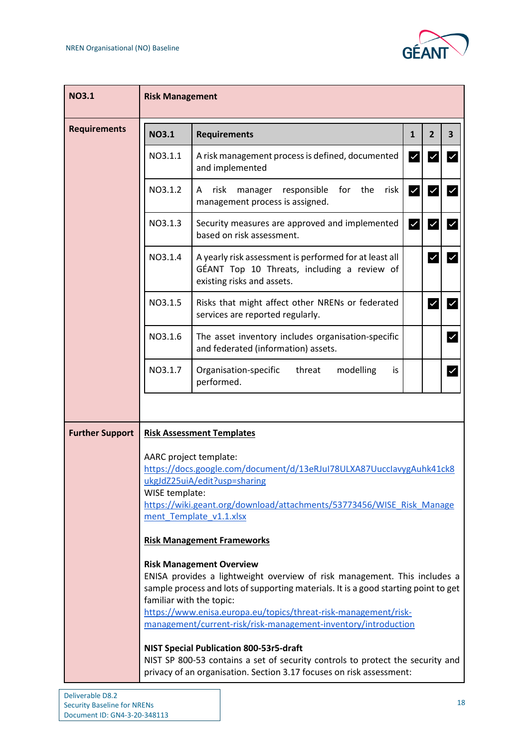| NO3.1 | Risk Management |
|---|---|

**Requirements**

| NO3.1 | Requirements | 1 | 2 | 3 |
|---|---|---|---|---|
| NO3.1.1 | A risk management process is defined, documented and implemented | ✓ | ✓ | ✓ |
| NO3.1.2 | A risk manager responsible for the risk management process is assigned. | ✓ | ✓ | ✓ |
| NO3.1.3 | Security measures are approved and implemented based on risk assessment. | ✓ | ✓ | ✓ |
| NO3.1.4 | A yearly risk assessment is performed for at least all GÉANT Top 10 Threats, including a review of existing risks and assets. | | ✓ | ✓ |
| NO3.1.5 | Risks that might affect other NRENs or federated services are reported regularly. | | ✓ | ✓ |
| NO3.1.6 | The asset inventory includes organisation-specific and federated (information) assets. | | | ✓ |
| NO3.1.7 | Organisation-specific threat modelling is performed. | | | ✓ |

**Further Support**

**Risk Assessment Templates**

AARC project template:
https://docs.google.com/document/d/13eRJuI78ULXA87UucclavygAuhk41ck8ukgJdZ25uiA/edit?usp=sharing
WISE template:
https://wiki.geant.org/download/attachments/53773456/WISE_Risk_Management_Template_v1.1.xlsx

**Risk Management Frameworks**

**Risk Management Overview**
ENISA provides a lightweight overview of risk management. This includes a sample process and lots of supporting materials. It is a good starting point to get familiar with the topic:
https://www.enisa.europa.eu/topics/threat-risk-management/risk-management/current-risk/risk-management-inventory/introduction

**NIST Special Publication 800-53r5-draft**
NIST SP 800-53 contains a set of security controls to protect the security and privacy of an organisation. Section 3.17 focuses on risk assessment: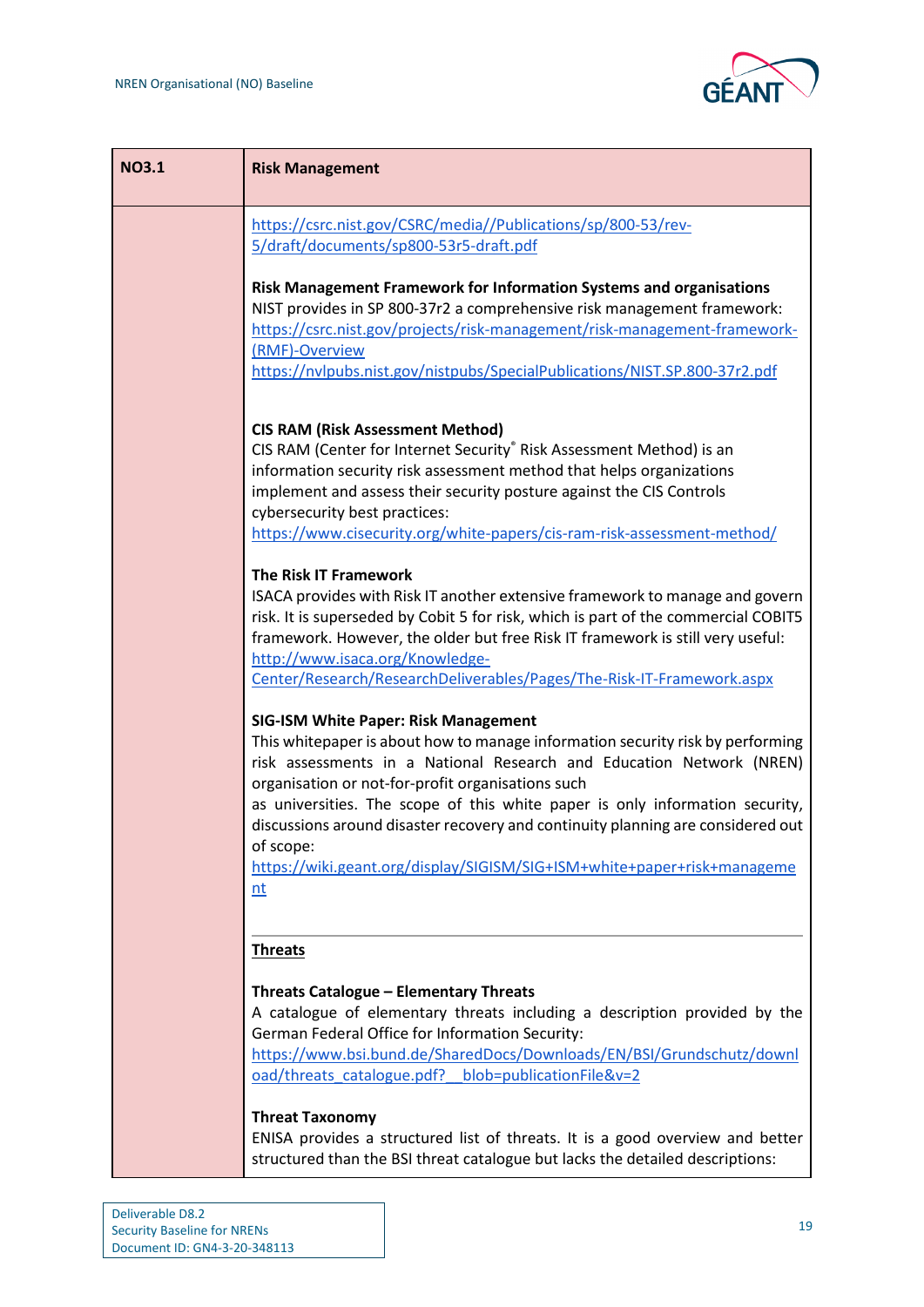| NO3.1 | Risk Management |
|---|---|
| | https://csrc.nist.gov/CSRC/media//Publications/sp/800-53/rev-5/draft/documents/sp800-53r5-draft.pdf<br><br>**Risk Management Framework for Information Systems and organisations**<br>NIST provides in SP 800-37r2 a comprehensive risk management framework:<br>https://csrc.nist.gov/projects/risk-management/risk-management-framework-(RMF)-Overview<br>https://nvlpubs.nist.gov/nistpubs/SpecialPublications/NIST.SP.800-37r2.pdf<br><br>**CIS RAM (Risk Assessment Method)**<br>CIS RAM (Center for Internet Security® Risk Assessment Method) is an information security risk assessment method that helps organizations implement and assess their security posture against the CIS Controls cybersecurity best practices:<br>https://www.cisecurity.org/white-papers/cis-ram-risk-assessment-method/<br><br>**The Risk IT Framework**<br>ISACA provides with Risk IT another extensive framework to manage and govern risk. It is superseded by Cobit 5 for risk, which is part of the commercial COBIT5 framework. However, the older but free Risk IT framework is still very useful:<br>http://www.isaca.org/Knowledge-Center/Research/ResearchDeliverables/Pages/The-Risk-IT-Framework.aspx<br><br>**SIG-ISM White Paper: Risk Management**<br>This whitepaper is about how to manage information security risk by performing risk assessments in a National Research and Education Network (NREN) organisation or not-for-profit organisations such as universities. The scope of this white paper is only information security, discussions around disaster recovery and continuity planning are considered out of scope:<br>https://wiki.geant.org/display/SIGISM/SIG+ISM+white+paper+risk+management<br><br>---<br><br>**<u>Threats</u>**<br><br>**Threats Catalogue – Elementary Threats**<br>A catalogue of elementary threats including a description provided by the German Federal Office for Information Security:<br>https://www.bsi.bund.de/SharedDocs/Downloads/EN/BSI/Grundschutz/download/threats_catalogue.pdf?__blob=publicationFile&v=2<br><br>**Threat Taxonomy**<br>ENISA provides a structured list of threats. It is a good overview and better structured than the BSI threat catalogue but lacks the detailed descriptions: |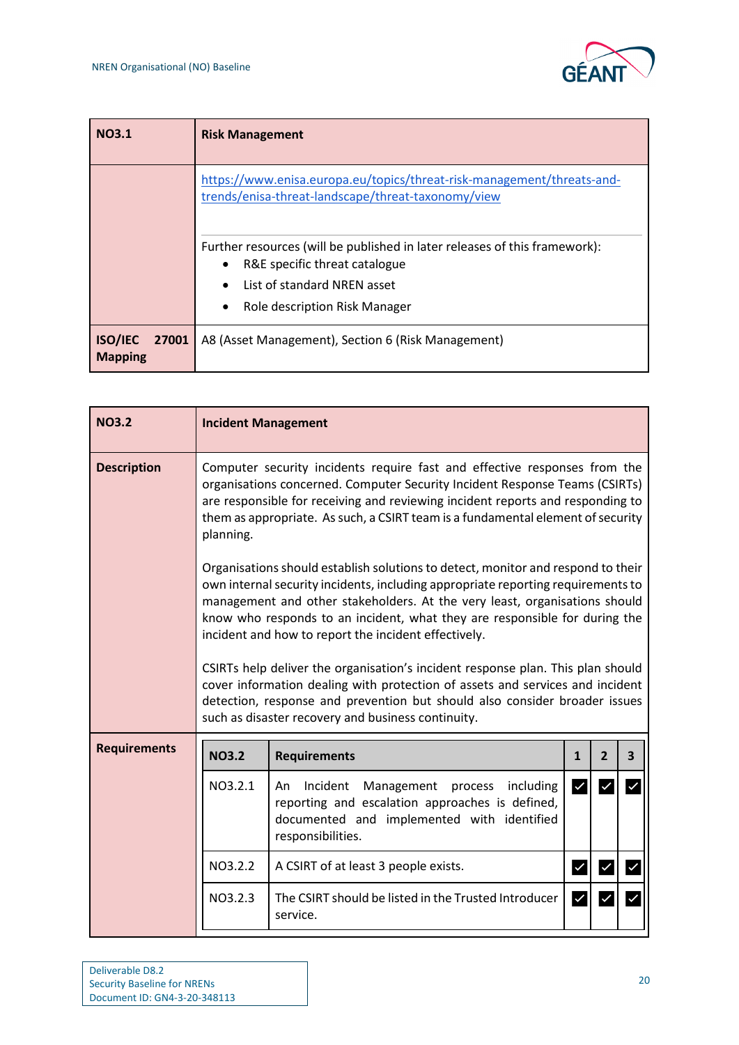| NO3.1 | Risk Management |
| --- | --- |
| | https://www.enisa.europa.eu/topics/threat-risk-management/threats-and-trends/enisa-threat-landscape/threat-taxonomy/view<br><br>Further resources (will be published in later releases of this framework):<br>• R&E specific threat catalogue<br>• List of standard NREN asset<br>• Role description Risk Manager |
| **ISO/IEC 27001 Mapping** | A8 (Asset Management), Section 6 (Risk Management) |

| NO3.2 | Incident Management |
| --- | --- |
| **Description** | Computer security incidents require fast and effective responses from the organisations concerned. Computer Security Incident Response Teams (CSIRTs) are responsible for receiving and reviewing incident reports and responding to them as appropriate. As such, a CSIRT team is a fundamental element of security planning.<br><br>Organisations should establish solutions to detect, monitor and respond to their own internal security incidents, including appropriate reporting requirements to management and other stakeholders. At the very least, organisations should know who responds to an incident, what they are responsible for during the incident and how to report the incident effectively.<br><br>CSIRTs help deliver the organisation's incident response plan. This plan should cover information dealing with protection of assets and services and incident detection, response and prevention but should also consider broader issues such as disaster recovery and business continuity. |
| **Requirements** | (see table below) |

| NO3.2 | Requirements | 1 | 2 | 3 |
| --- | --- | --- | --- | --- |
| NO3.2.1 | An Incident Management process including reporting and escalation approaches is defined, documented and implemented with identified responsibilities. | ☑ | ☑ | ☑ |
| NO3.2.2 | A CSIRT of at least 3 people exists. | ☑ | ☑ | ☑ |
| NO3.2.3 | The CSIRT should be listed in the Trusted Introducer service. | ☑ | ☑ | ☑ |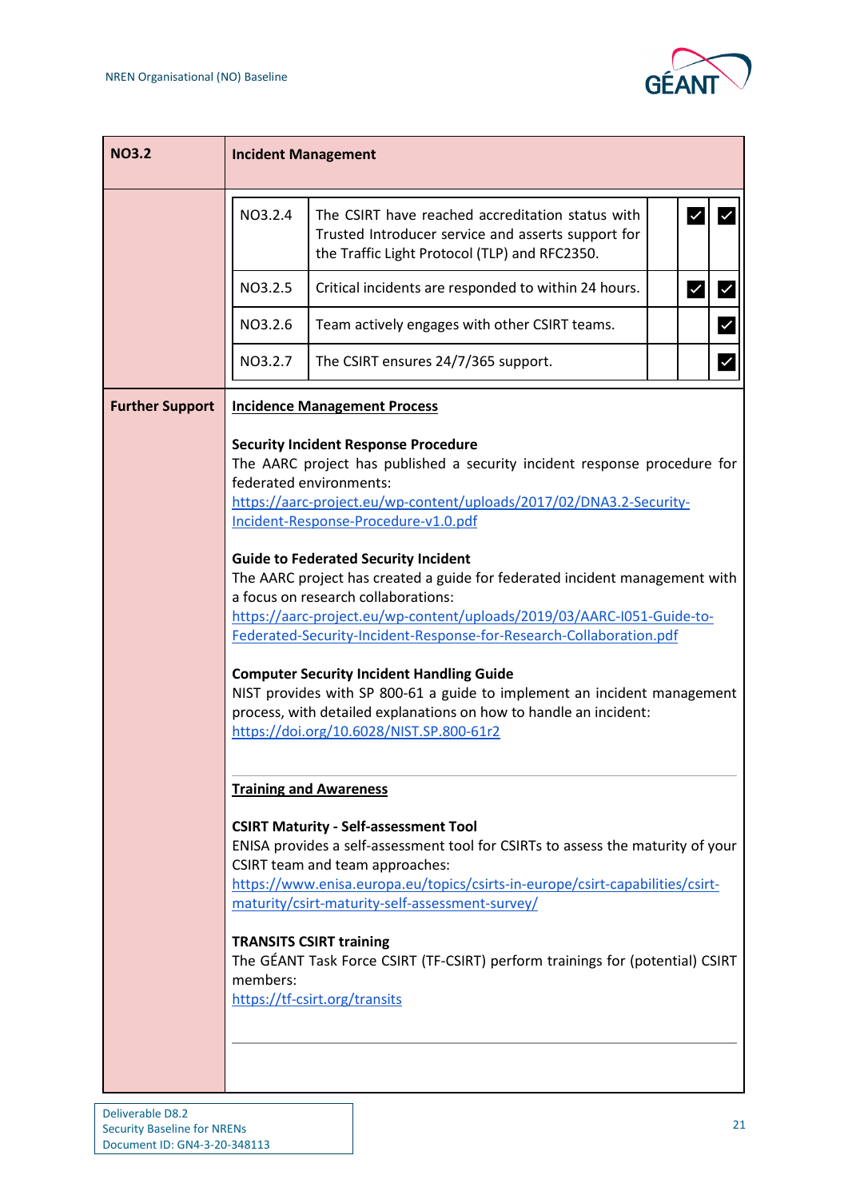| NO3.2 | Incident Management | | |
|---|---|---|---|
| NO3.2.4 | The CSIRT have reached accreditation status with Trusted Introducer service and asserts support for the Traffic Light Protocol (TLP) and RFC2350. | ✓ | ✓ |
| NO3.2.5 | Critical incidents are responded to within 24 hours. | ✓ | ✓ |
| NO3.2.6 | Team actively engages with other CSIRT teams. | | ✓ |
| NO3.2.7 | The CSIRT ensures 24/7/365 support. | | ✓ |

**Further Support**

**Incidence Management Process**

**Security Incident Response Procedure**
The AARC project has published a security incident response procedure for federated environments:
https://aarc-project.eu/wp-content/uploads/2017/02/DNA3.2-Security-Incident-Response-Procedure-v1.0.pdf

**Guide to Federated Security Incident**
The AARC project has created a guide for federated incident management with a focus on research collaborations:
https://aarc-project.eu/wp-content/uploads/2019/03/AARC-I051-Guide-to-Federated-Security-Incident-Response-for-Research-Collaboration.pdf

**Computer Security Incident Handling Guide**
NIST provides with SP 800-61 a guide to implement an incident management process, with detailed explanations on how to handle an incident:
https://doi.org/10.6028/NIST.SP.800-61r2

**Training and Awareness**

**CSIRT Maturity - Self-assessment Tool**
ENISA provides a self-assessment tool for CSIRTs to assess the maturity of your CSIRT team and team approaches:
https://www.enisa.europa.eu/topics/csirts-in-europe/csirt-capabilities/csirt-maturity/csirt-maturity-self-assessment-survey/

**TRANSITS CSIRT training**
The GÉANT Task Force CSIRT (TF-CSIRT) perform trainings for (potential) CSIRT members:
https://tf-csirt.org/transits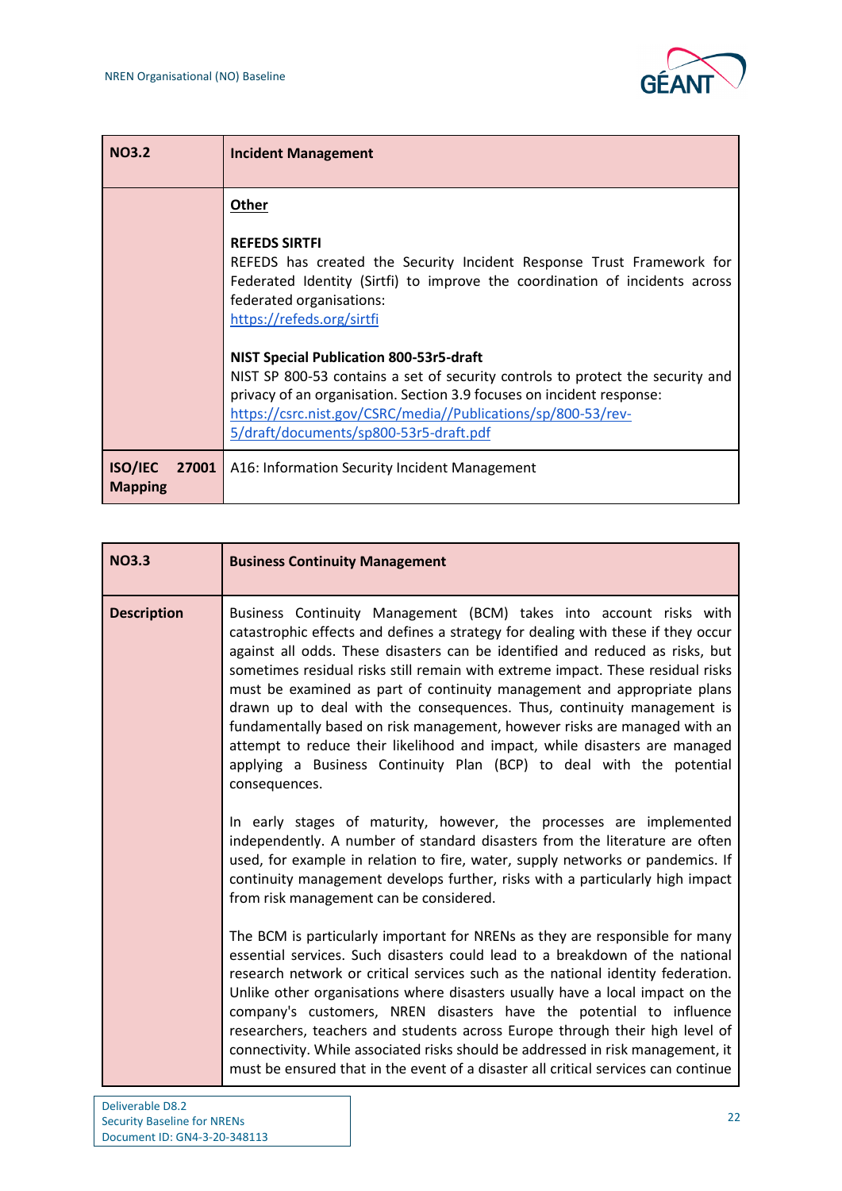| NO3.2 | Incident Management |
|---|---|
| | **Other**<br><br>**REFEDS SIRTFI**<br>REFEDS has created the Security Incident Response Trust Framework for Federated Identity (Sirtfi) to improve the coordination of incidents across federated organisations:<br>https://refeds.org/sirtfi<br><br>**NIST Special Publication 800-53r5-draft**<br>NIST SP 800-53 contains a set of security controls to protect the security and privacy of an organisation. Section 3.9 focuses on incident response:<br>https://csrc.nist.gov/CSRC/media//Publications/sp/800-53/rev-5/draft/documents/sp800-53r5-draft.pdf |
| **ISO/IEC 27001 Mapping** | A16: Information Security Incident Management |

| NO3.3 | Business Continuity Management |
|---|---|
| **Description** | Business Continuity Management (BCM) takes into account risks with catastrophic effects and defines a strategy for dealing with these if they occur against all odds. These disasters can be identified and reduced as risks, but sometimes residual risks still remain with extreme impact. These residual risks must be examined as part of continuity management and appropriate plans drawn up to deal with the consequences. Thus, continuity management is fundamentally based on risk management, however risks are managed with an attempt to reduce their likelihood and impact, while disasters are managed applying a Business Continuity Plan (BCP) to deal with the potential consequences.<br><br>In early stages of maturity, however, the processes are implemented independently. A number of standard disasters from the literature are often used, for example in relation to fire, water, supply networks or pandemics. If continuity management develops further, risks with a particularly high impact from risk management can be considered.<br><br>The BCM is particularly important for NRENs as they are responsible for many essential services. Such disasters could lead to a breakdown of the national research network or critical services such as the national identity federation. Unlike other organisations where disasters usually have a local impact on the company's customers, NREN disasters have the potential to influence researchers, teachers and students across Europe through their high level of connectivity. While associated risks should be addressed in risk management, it must be ensured that in the event of a disaster all critical services can continue |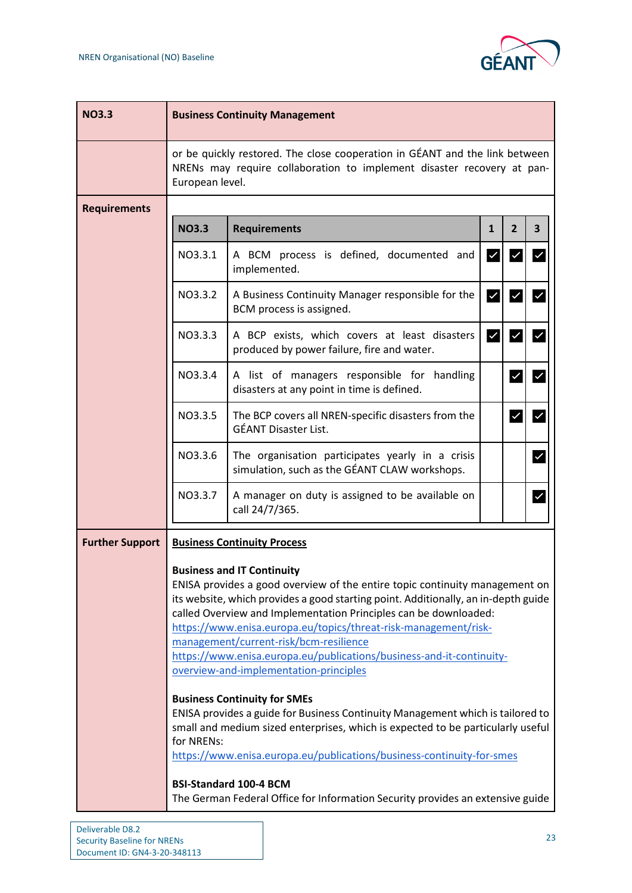| NO3.3 | Business Continuity Management |
|---|---|
| | or be quickly restored. The close cooperation in GÉANT and the link between NRENs may require collaboration to implement disaster recovery at pan-European level. |

**Requirements**

| NO3.3 | Requirements | 1 | 2 | 3 |
|---|---|---|---|---|
| NO3.3.1 | A BCM process is defined, documented and implemented. | ✓ | ✓ | ✓ |
| NO3.3.2 | A Business Continuity Manager responsible for the BCM process is assigned. | ✓ | ✓ | ✓ |
| NO3.3.3 | A BCP exists, which covers at least disasters produced by power failure, fire and water. | ✓ | ✓ | ✓ |
| NO3.3.4 | A list of managers responsible for handling disasters at any point in time is defined. | | ✓ | ✓ |
| NO3.3.5 | The BCP covers all NREN-specific disasters from the GÉANT Disaster List. | | ✓ | ✓ |
| NO3.3.6 | The organisation participates yearly in a crisis simulation, such as the GÉANT CLAW workshops. | | | ✓ |
| NO3.3.7 | A manager on duty is assigned to be available on call 24/7/365. | | | ✓ |

**Further Support**

<u>**Business Continuity Process**</u>

**Business and IT Continuity**

ENISA provides a good overview of the entire topic continuity management on its website, which provides a good starting point. Additionally, an in-depth guide called Overview and Implementation Principles can be downloaded:
https://www.enisa.europa.eu/topics/threat-risk-management/risk-management/current-risk/bcm-resilience
https://www.enisa.europa.eu/publications/business-and-it-continuity-overview-and-implementation-principles

**Business Continuity for SMEs**

ENISA provides a guide for Business Continuity Management which is tailored to small and medium sized enterprises, which is expected to be particularly useful for NRENs:
https://www.enisa.europa.eu/publications/business-continuity-for-smes

**BSI-Standard 100-4 BCM**

The German Federal Office for Information Security provides an extensive guide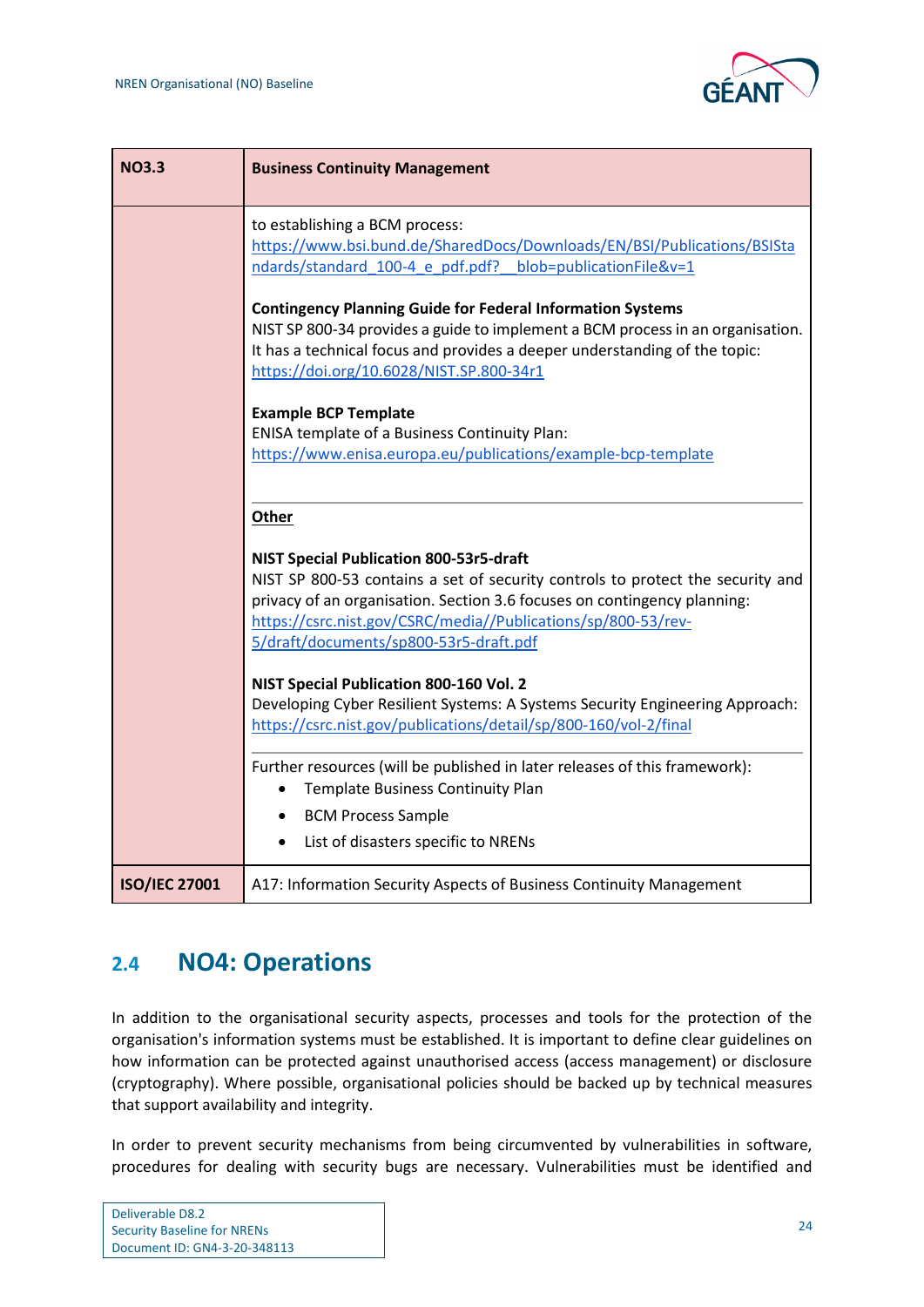| NO3.3 | Business Continuity Management |
| --- | --- |
| | to establishing a BCM process: https://www.bsi.bund.de/SharedDocs/Downloads/EN/BSI/Publications/BSIStandards/standard_100-4_e_pdf.pdf?__blob=publicationFile&v=1<br><br>**Contingency Planning Guide for Federal Information Systems**<br>NIST SP 800-34 provides a guide to implement a BCM process in an organisation. It has a technical focus and provides a deeper understanding of the topic: https://doi.org/10.6028/NIST.SP.800-34r1<br><br>**Example BCP Template**<br>ENISA template of a Business Continuity Plan: https://www.enisa.europa.eu/publications/example-bcp-template<br><br>**Other**<br><br>**NIST Special Publication 800-53r5-draft**<br>NIST SP 800-53 contains a set of security controls to protect the security and privacy of an organisation. Section 3.6 focuses on contingency planning: https://csrc.nist.gov/CSRC/media//Publications/sp/800-53/rev-5/draft/documents/sp800-53r5-draft.pdf<br><br>**NIST Special Publication 800-160 Vol. 2**<br>Developing Cyber Resilient Systems: A Systems Security Engineering Approach: https://csrc.nist.gov/publications/detail/sp/800-160/vol-2/final<br><br>Further resources (will be published in later releases of this framework):<br>• Template Business Continuity Plan<br>• BCM Process Sample<br>• List of disasters specific to NRENs |
| **ISO/IEC 27001** | A17: Information Security Aspects of Business Continuity Management |

## 2.4 NO4: Operations

In addition to the organisational security aspects, processes and tools for the protection of the organisation's information systems must be established. It is important to define clear guidelines on how information can be protected against unauthorised access (access management) or disclosure (cryptography). Where possible, organisational policies should be backed up by technical measures that support availability and integrity.

In order to prevent security mechanisms from being circumvented by vulnerabilities in software, procedures for dealing with security bugs are necessary. Vulnerabilities must be identified and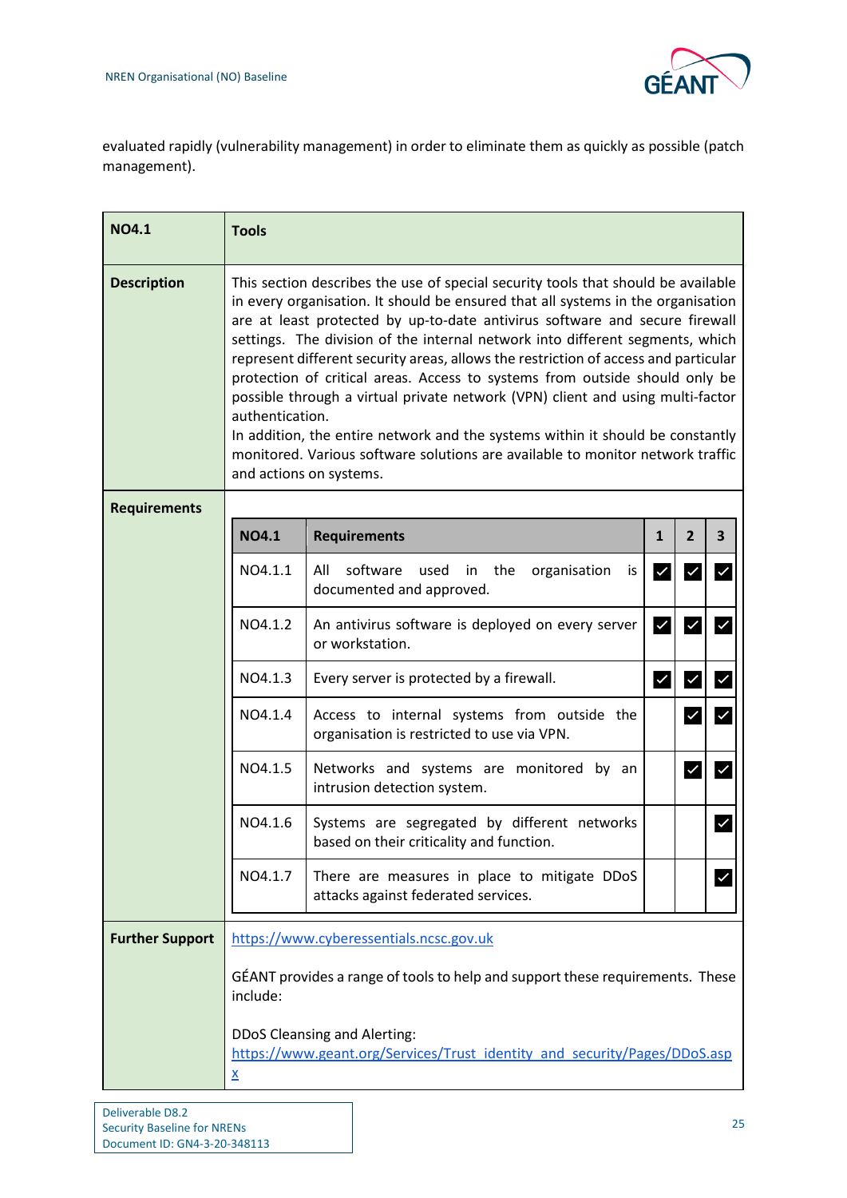evaluated rapidly (vulnerability management) in order to eliminate them as quickly as possible (patch management).

| **NO4.1** | **Tools** |
|---|---|
| **Description** | This section describes the use of special security tools that should be available in every organisation. It should be ensured that all systems in the organisation are at least protected by up-to-date antivirus software and secure firewall settings. The division of the internal network into different segments, which represent different security areas, allows the restriction of access and particular protection of critical areas. Access to systems from outside should only be possible through a virtual private network (VPN) client and using multi-factor authentication.<br>In addition, the entire network and the systems within it should be constantly monitored. Various software solutions are available to monitor network traffic and actions on systems. |
| **Requirements** | |

| **NO4.1** | **Requirements** | **1** | **2** | **3** |
|---|---|---|---|---|
| NO4.1.1 | All software used in the organisation is documented and approved. | ☑ | ☑ | ☑ |
| NO4.1.2 | An antivirus software is deployed on every server or workstation. | ☑ | ☑ | ☑ |
| NO4.1.3 | Every server is protected by a firewall. | ☑ | ☑ | ☑ |
| NO4.1.4 | Access to internal systems from outside the organisation is restricted to use via VPN. | | ☑ | ☑ |
| NO4.1.5 | Networks and systems are monitored by an intrusion detection system. | | ☑ | ☑ |
| NO4.1.6 | Systems are segregated by different networks based on their criticality and function. | | | ☑ |
| NO4.1.7 | There are measures in place to mitigate DDoS attacks against federated services. | | | ☑ |

| **Further Support** | https://www.cyberessentials.ncsc.gov.uk<br><br>GÉANT provides a range of tools to help and support these requirements. These include:<br><br>DDoS Cleansing and Alerting:<br>https://www.geant.org/Services/Trust_identity_and_security/Pages/DDoS.aspx |
|---|---|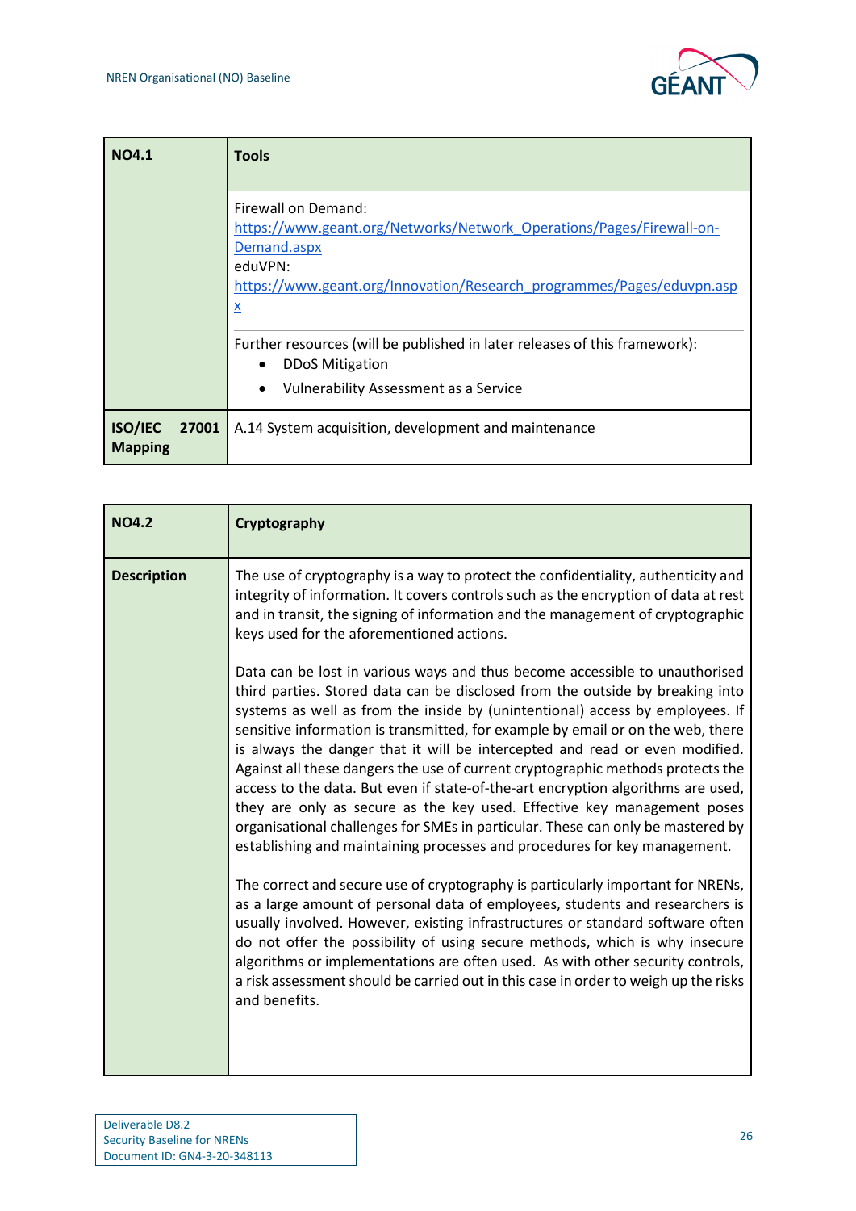| NO4.1 | Tools |
|---|---|
| | Firewall on Demand: https://www.geant.org/Networks/Network_Operations/Pages/Firewall-on-Demand.aspx<br>eduVPN: https://www.geant.org/Innovation/Research_programmes/Pages/eduvpn.aspx<br><br>Further resources (will be published in later releases of this framework):<br>• DDoS Mitigation<br>• Vulnerability Assessment as a Service |
| **ISO/IEC 27001 Mapping** | A.14 System acquisition, development and maintenance |

| NO4.2 | Cryptography |
|---|---|
| **Description** | The use of cryptography is a way to protect the confidentiality, authenticity and integrity of information. It covers controls such as the encryption of data at rest and in transit, the signing of information and the management of cryptographic keys used for the aforementioned actions.<br><br>Data can be lost in various ways and thus become accessible to unauthorised third parties. Stored data can be disclosed from the outside by breaking into systems as well as from the inside by (unintentional) access by employees. If sensitive information is transmitted, for example by email or on the web, there is always the danger that it will be intercepted and read or even modified. Against all these dangers the use of current cryptographic methods protects the access to the data. But even if state-of-the-art encryption algorithms are used, they are only as secure as the key used. Effective key management poses organisational challenges for SMEs in particular. These can only be mastered by establishing and maintaining processes and procedures for key management.<br><br>The correct and secure use of cryptography is particularly important for NRENs, as a large amount of personal data of employees, students and researchers is usually involved. However, existing infrastructures or standard software often do not offer the possibility of using secure methods, which is why insecure algorithms or implementations are often used. As with other security controls, a risk assessment should be carried out in this case in order to weigh up the risks and benefits. |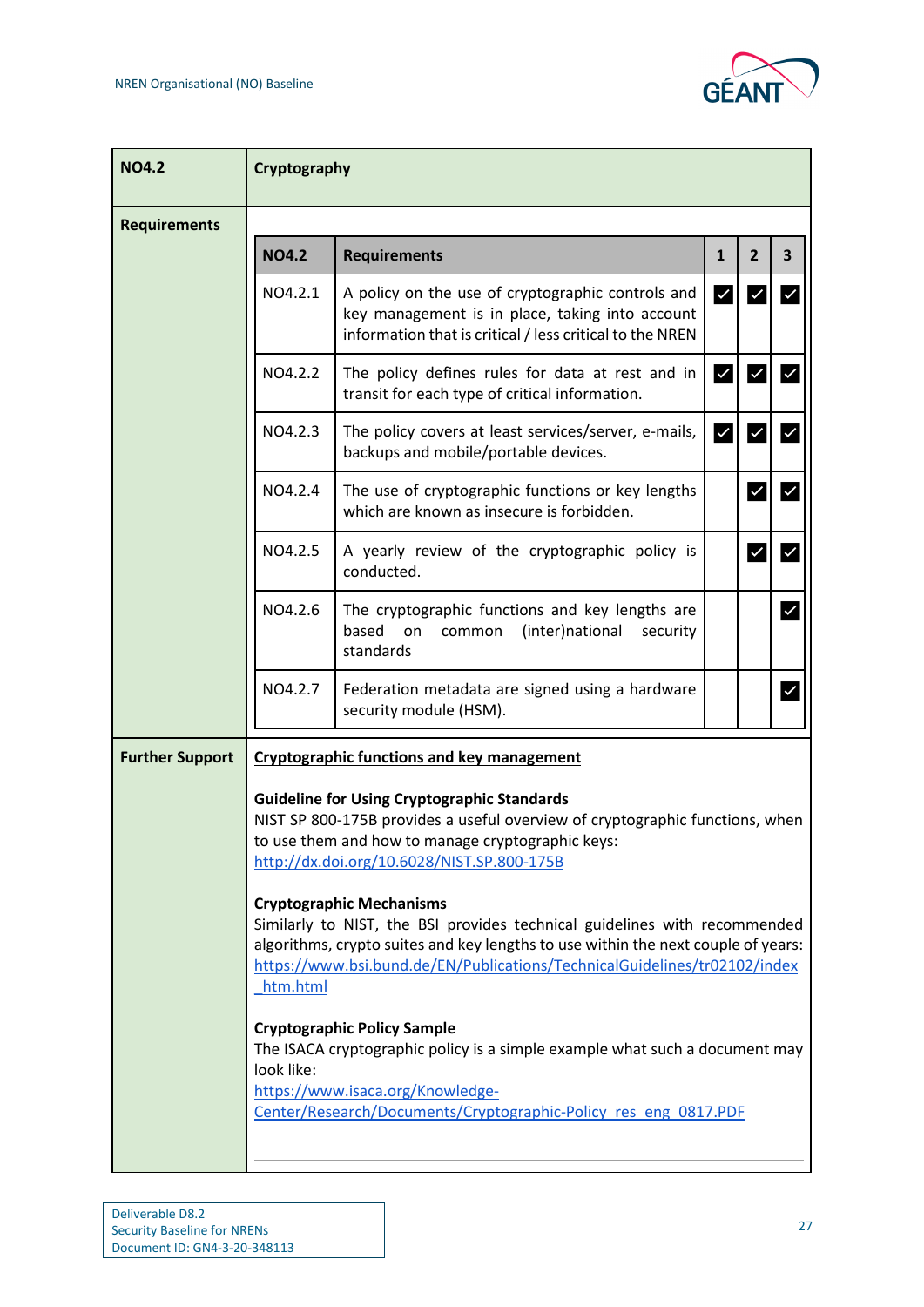| NO4.2 | Cryptography |
|---|---|

**Requirements**

| NO4.2 | Requirements | 1 | 2 | 3 |
|---|---|---|---|---|
| NO4.2.1 | A policy on the use of cryptographic controls and key management is in place, taking into account information that is critical / less critical to the NREN | ✓ | ✓ | ✓ |
| NO4.2.2 | The policy defines rules for data at rest and in transit for each type of critical information. | ✓ | ✓ | ✓ |
| NO4.2.3 | The policy covers at least services/server, e-mails, backups and mobile/portable devices. | ✓ | ✓ | ✓ |
| NO4.2.4 | The use of cryptographic functions or key lengths which are known as insecure is forbidden. | | ✓ | ✓ |
| NO4.2.5 | A yearly review of the cryptographic policy is conducted. | | ✓ | ✓ |
| NO4.2.6 | The cryptographic functions and key lengths are based on common (inter)national security standards | | | ✓ |
| NO4.2.7 | Federation metadata are signed using a hardware security module (HSM). | | | ✓ |

**Further Support**

**Cryptographic functions and key management**

**Guideline for Using Cryptographic Standards**
NIST SP 800-175B provides a useful overview of cryptographic functions, when to use them and how to manage cryptographic keys:
http://dx.doi.org/10.6028/NIST.SP.800-175B

**Cryptographic Mechanisms**
Similarly to NIST, the BSI provides technical guidelines with recommended algorithms, crypto suites and key lengths to use within the next couple of years:
https://www.bsi.bund.de/EN/Publications/TechnicalGuidelines/tr02102/index_htm.html

**Cryptographic Policy Sample**
The ISACA cryptographic policy is a simple example what such a document may look like:
https://www.isaca.org/Knowledge-Center/Research/Documents/Cryptographic-Policy_res_eng_0817.PDF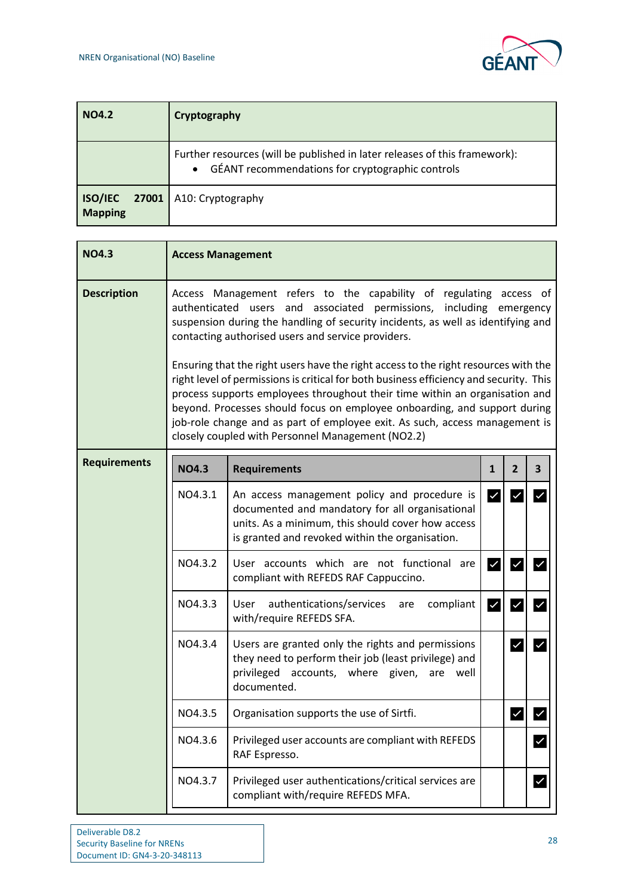| NO4.2 | Cryptography |
|---|---|
| | Further resources (will be published in later releases of this framework):<br>• GÉANT recommendations for cryptographic controls |
| **ISO/IEC 27001 Mapping** | A10: Cryptography |

| NO4.3 | Access Management |
|---|---|
| **Description** | Access Management refers to the capability of regulating access of authenticated users and associated permissions, including emergency suspension during the handling of security incidents, as well as identifying and contacting authorised users and service providers.<br><br>Ensuring that the right users have the right access to the right resources with the right level of permissions is critical for both business efficiency and security. This process supports employees throughout their time within an organisation and beyond. Processes should focus on employee onboarding, and support during job-role change and as part of employee exit. As such, access management is closely coupled with Personnel Management (NO2.2) |
| **Requirements** | |

| NO4.3 | Requirements | 1 | 2 | 3 |
|---|---|---|---|---|
| NO4.3.1 | An access management policy and procedure is documented and mandatory for all organisational units. As a minimum, this should cover how access is granted and revoked within the organisation. | ✓ | ✓ | ✓ |
| NO4.3.2 | User accounts which are not functional are compliant with REFEDS RAF Cappuccino. | ✓ | ✓ | ✓ |
| NO4.3.3 | User authentications/services are compliant with/require REFEDS SFA. | ✓ | ✓ | ✓ |
| NO4.3.4 | Users are granted only the rights and permissions they need to perform their job (least privilege) and privileged accounts, where given, are well documented. | | ✓ | ✓ |
| NO4.3.5 | Organisation supports the use of Sirtfi. | | ✓ | ✓ |
| NO4.3.6 | Privileged user accounts are compliant with REFEDS RAF Espresso. | | | ✓ |
| NO4.3.7 | Privileged user authentications/critical services are compliant with/require REFEDS MFA. | | | ✓ |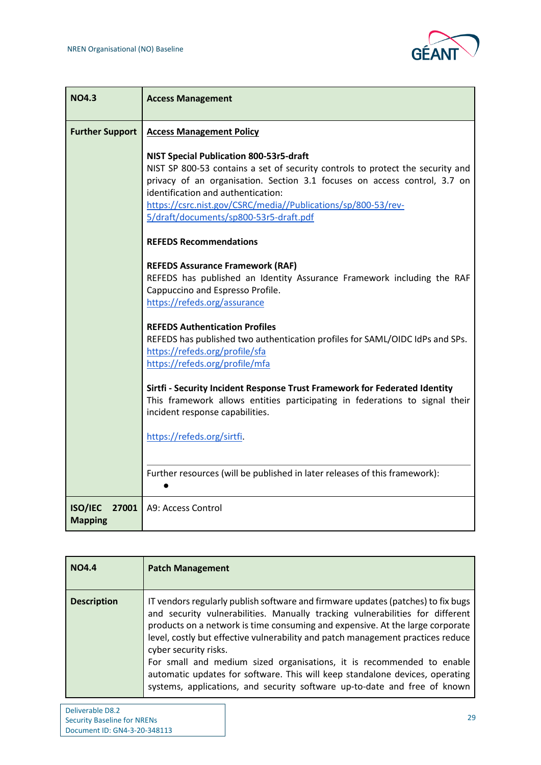| NO4.3 | Access Management |
| --- | --- |
| Further Support | **Access Management Policy**<br><br>**NIST Special Publication 800-53r5-draft**<br>NIST SP 800-53 contains a set of security controls to protect the security and privacy of an organisation. Section 3.1 focuses on access control, 3.7 on identification and authentication:<br>https://csrc.nist.gov/CSRC/media//Publications/sp/800-53/rev-5/draft/documents/sp800-53r5-draft.pdf<br><br>**REFEDS Recommendations**<br><br>**REFEDS Assurance Framework (RAF)**<br>REFEDS has published an Identity Assurance Framework including the RAF Cappuccino and Espresso Profile.<br>https://refeds.org/assurance<br><br>**REFEDS Authentication Profiles**<br>REFEDS has published two authentication profiles for SAML/OIDC IdPs and SPs.<br>https://refeds.org/profile/sfa<br>https://refeds.org/profile/mfa<br><br>**Sirtfi - Security Incident Response Trust Framework for Federated Identity**<br>This framework allows entities participating in federations to signal their incident response capabilities.<br><br>https://refeds.org/sirtfi.<br><br>Further resources (will be published in later releases of this framework):<br>• |
| ISO/IEC 27001 Mapping | A9: Access Control |

| NO4.4 | Patch Management |
| --- | --- |
| Description | IT vendors regularly publish software and firmware updates (patches) to fix bugs and security vulnerabilities. Manually tracking vulnerabilities for different products on a network is time consuming and expensive. At the large corporate level, costly but effective vulnerability and patch management practices reduce cyber security risks.<br>For small and medium sized organisations, it is recommended to enable automatic updates for software. This will keep standalone devices, operating systems, applications, and security software up-to-date and free of known |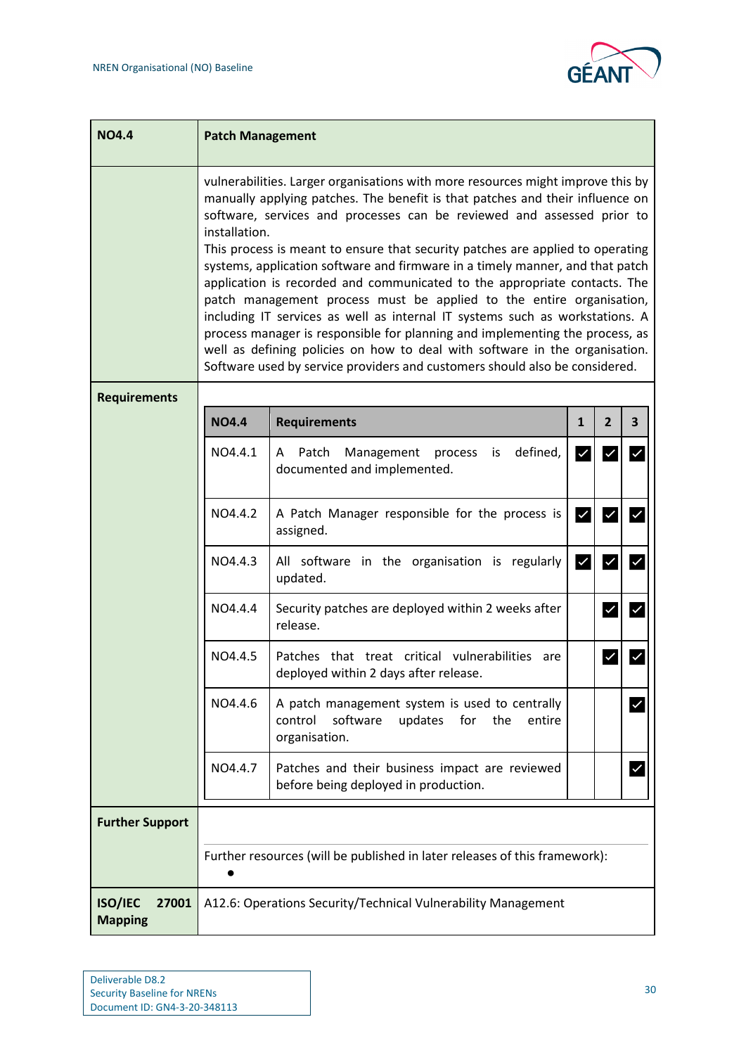| NO4.4 | Patch Management |
|---|---|
| | vulnerabilities. Larger organisations with more resources might improve this by manually applying patches. The benefit is that patches and their influence on software, services and processes can be reviewed and assessed prior to installation.<br>This process is meant to ensure that security patches are applied to operating systems, application software and firmware in a timely manner, and that patch application is recorded and communicated to the appropriate contacts. The patch management process must be applied to the entire organisation, including IT services as well as internal IT systems such as workstations. A process manager is responsible for planning and implementing the process, as well as defining policies on how to deal with software in the organisation. Software used by service providers and customers should also be considered. |
| **Requirements** | (see table below) |
| **Further Support** | Further resources (will be published in later releases of this framework):<br>• |
| **ISO/IEC 27001 Mapping** | A12.6: Operations Security/Technical Vulnerability Management |

| NO4.4 | Requirements | 1 | 2 | 3 |
|---|---|---|---|---|
| NO4.4.1 | A Patch Management process is defined, documented and implemented. | ✓ | ✓ | ✓ |
| NO4.4.2 | A Patch Manager responsible for the process is assigned. | ✓ | ✓ | ✓ |
| NO4.4.3 | All software in the organisation is regularly updated. | ✓ | ✓ | ✓ |
| NO4.4.4 | Security patches are deployed within 2 weeks after release. | | ✓ | ✓ |
| NO4.4.5 | Patches that treat critical vulnerabilities are deployed within 2 days after release. | | ✓ | ✓ |
| NO4.4.6 | A patch management system is used to centrally control software updates for the entire organisation. | | | ✓ |
| NO4.4.7 | Patches and their business impact are reviewed before being deployed in production. | | | ✓ |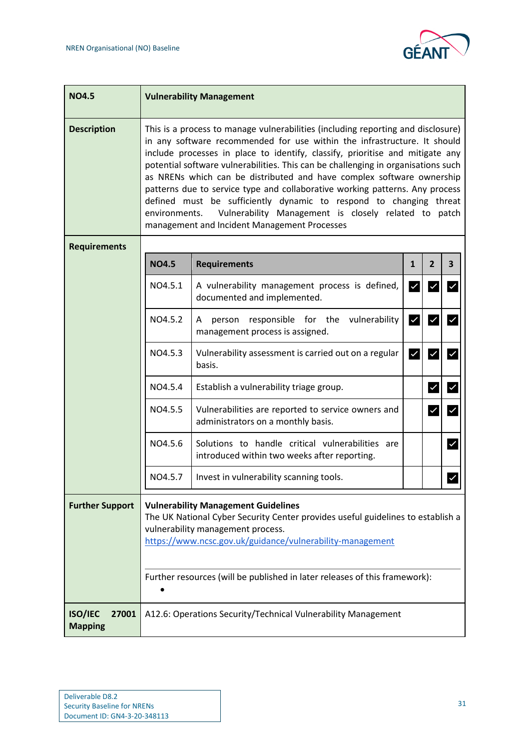| NO4.5 | Vulnerability Management |
|---|---|
| Description | This is a process to manage vulnerabilities (including reporting and disclosure) in any software recommended for use within the infrastructure. It should include processes in place to identify, classify, prioritise and mitigate any potential software vulnerabilities. This can be challenging in organisations such as NRENs which can be distributed and have complex software ownership patterns due to service type and collaborative working patterns. Any process defined must be sufficiently dynamic to respond to changing threat environments. Vulnerability Management is closely related to patch management and Incident Management Processes |
| Requirements | (see table below) |

| NO4.5 | Requirements | 1 | 2 | 3 |
|---|---|---|---|---|
| NO4.5.1 | A vulnerability management process is defined, documented and implemented. | ✓ | ✓ | ✓ |
| NO4.5.2 | A person responsible for the vulnerability management process is assigned. | ✓ | ✓ | ✓ |
| NO4.5.3 | Vulnerability assessment is carried out on a regular basis. | ✓ | ✓ | ✓ |
| NO4.5.4 | Establish a vulnerability triage group. | | ✓ | ✓ |
| NO4.5.5 | Vulnerabilities are reported to service owners and administrators on a monthly basis. | | ✓ | ✓ |
| NO4.5.6 | Solutions to handle critical vulnerabilities are introduced within two weeks after reporting. | | | ✓ |
| NO4.5.7 | Invest in vulnerability scanning tools. | | | ✓ |

**Further Support**

**Vulnerability Management Guidelines**
The UK National Cyber Security Center provides useful guidelines to establish a vulnerability management process.
https://www.ncsc.gov.uk/guidance/vulnerability-management

Further resources (will be published in later releases of this framework):

- 

| ISO/IEC 27001 Mapping | A12.6: Operations Security/Technical Vulnerability Management |
|---|---|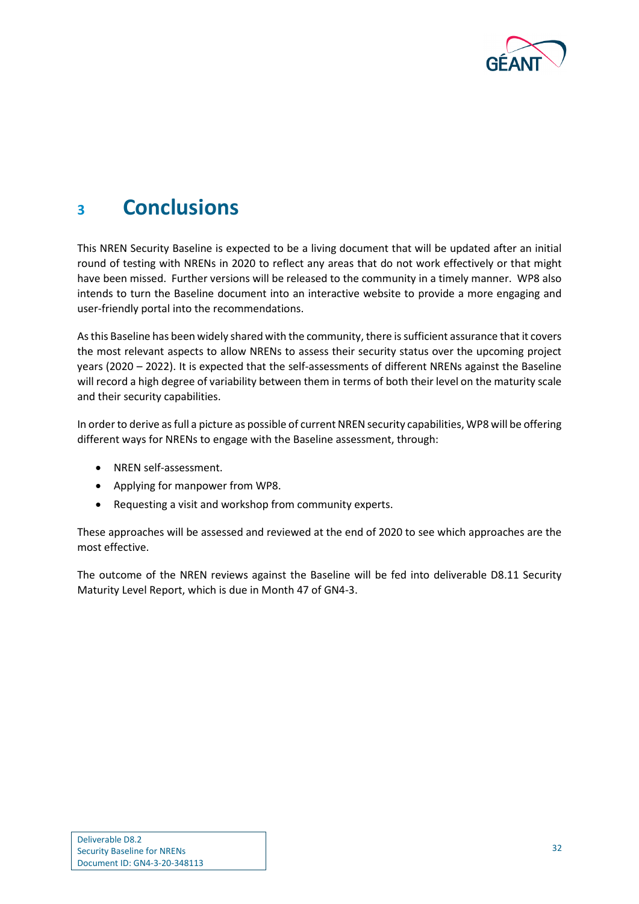# 3 Conclusions

This NREN Security Baseline is expected to be a living document that will be updated after an initial round of testing with NRENs in 2020 to reflect any areas that do not work effectively or that might have been missed. Further versions will be released to the community in a timely manner. WP8 also intends to turn the Baseline document into an interactive website to provide a more engaging and user-friendly portal into the recommendations.

As this Baseline has been widely shared with the community, there is sufficient assurance that it covers the most relevant aspects to allow NRENs to assess their security status over the upcoming project years (2020 – 2022). It is expected that the self-assessments of different NRENs against the Baseline will record a high degree of variability between them in terms of both their level on the maturity scale and their security capabilities.

In order to derive as full a picture as possible of current NREN security capabilities, WP8 will be offering different ways for NRENs to engage with the Baseline assessment, through:

- NREN self-assessment.
- Applying for manpower from WP8.
- Requesting a visit and workshop from community experts.

These approaches will be assessed and reviewed at the end of 2020 to see which approaches are the most effective.

The outcome of the NREN reviews against the Baseline will be fed into deliverable D8.11 Security Maturity Level Report, which is due in Month 47 of GN4-3.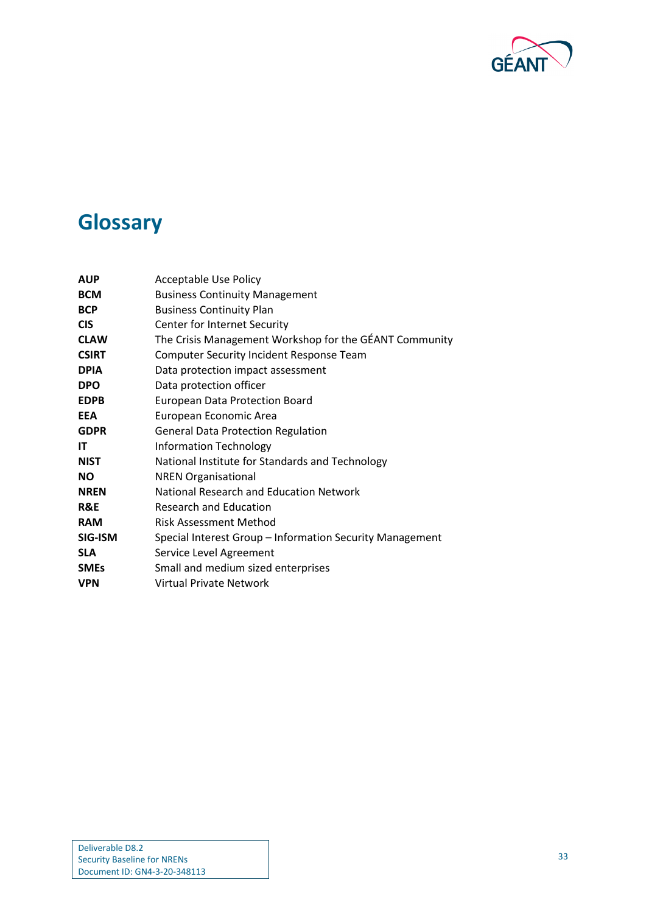# Glossary

| | |
|---|---|
| **AUP** | Acceptable Use Policy |
| **BCM** | Business Continuity Management |
| **BCP** | Business Continuity Plan |
| **CIS** | Center for Internet Security |
| **CLAW** | The Crisis Management Workshop for the GÉANT Community |
| **CSIRT** | Computer Security Incident Response Team |
| **DPIA** | Data protection impact assessment |
| **DPO** | Data protection officer |
| **EDPB** | European Data Protection Board |
| **EEA** | European Economic Area |
| **GDPR** | General Data Protection Regulation |
| **IT** | Information Technology |
| **NIST** | National Institute for Standards and Technology |
| **NO** | NREN Organisational |
| **NREN** | National Research and Education Network |
| **R&E** | Research and Education |
| **RAM** | Risk Assessment Method |
| **SIG-ISM** | Special Interest Group – Information Security Management |
| **SLA** | Service Level Agreement |
| **SMEs** | Small and medium sized enterprises |
| **VPN** | Virtual Private Network |